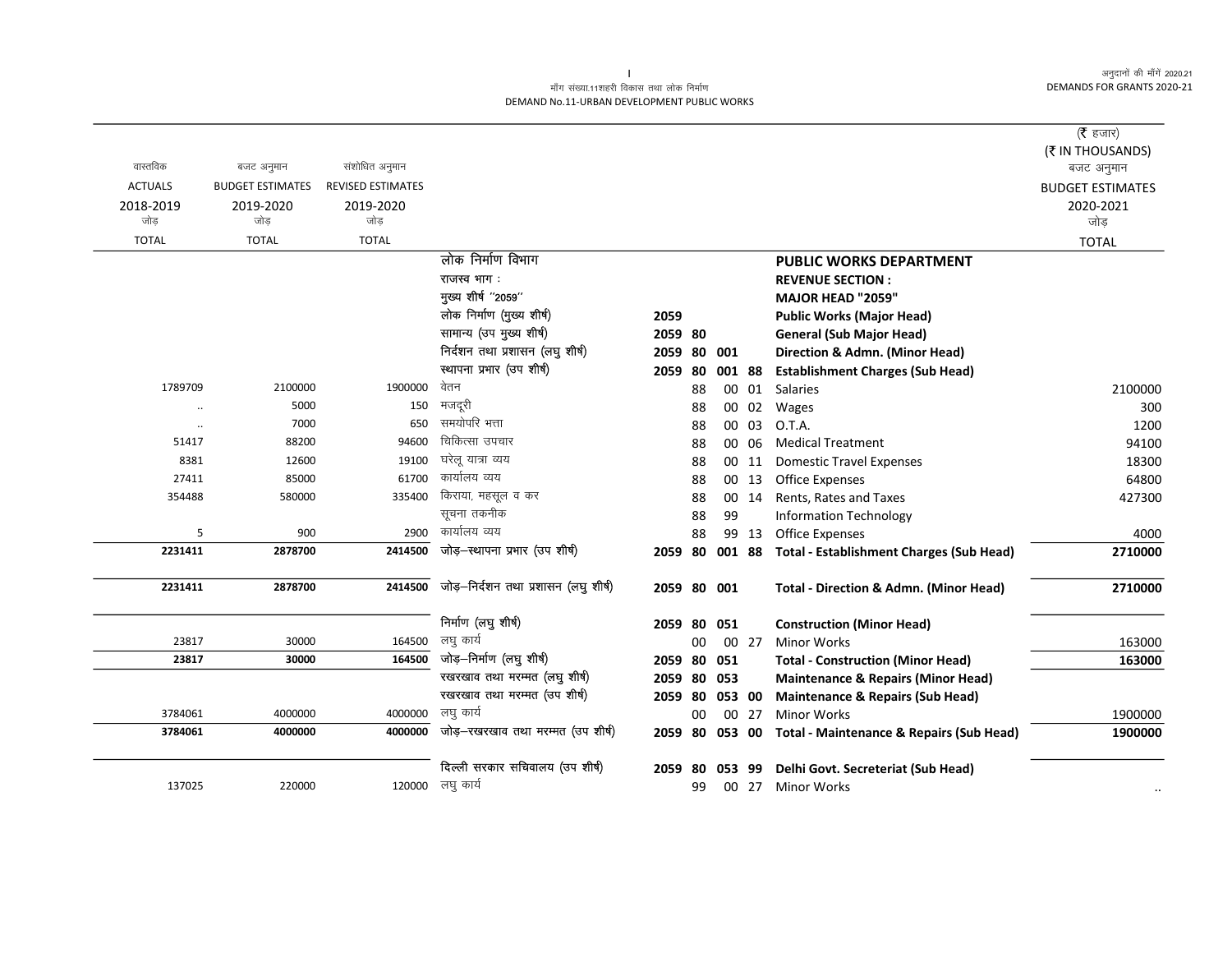मॉंग संख्या.11शहरी विकास तथा लोक निर्माण
DEMAND No.11-URBAN DEVELOPMENT PUBLIC WORKS

अनुदानों की मॉंगें 2020.21
DEMANDS FOR GRANTS 2020-21

(₹ हजार)
(₹ IN THOUSANDS)

| वास्तविक ACTUALS 2018-2019 जोड़ TOTAL | बजट अनुमान BUDGET ESTIMATES 2019-2020 जोड़ TOTAL | संशोधित अनुमान REVISED ESTIMATES 2019-2020 जोड़ TOTAL | | | | | | | बजट अनुमान BUDGET ESTIMATES 2020-2021 जोड़ TOTAL |
|---|---|---|---|---|---|---|---|---|---|
| | | | लोक निर्माण विभाग | | | | | **PUBLIC WORKS DEPARTMENT** | |
| | | | राजस्व भाग : | | | | | **REVENUE SECTION :** | |
| | | | मुख्य शीर्ष "2059" | | | | | **MAJOR HEAD "2059"** | |
| | | | लोक निर्माण (मुख्य शीर्ष) | 2059 | | | | **Public Works (Major Head)** | |
| | | | सामान्य (उप मुख्य शीर्ष) | 2059 | 80 | | | **General (Sub Major Head)** | |
| | | | निर्देशन तथा प्रशासन (लघु शीर्ष) | 2059 | 80 | 001 | | **Direction & Admn. (Minor Head)** | |
| | | | स्थापना प्रभार (उप शीर्ष) | 2059 | 80 | 001 | 88 | **Establishment Charges (Sub Head)** | |
| 1789709 | 2100000 | 1900000 | वेतन | | 88 | 00 | 01 | Salaries | 2100000 |
| .. | 5000 | 150 | मजदूरी | | 88 | 00 | 02 | Wages | 300 |
| .. | 7000 | 650 | समयोपरि भत्ता | | 88 | 00 | 03 | O.T.A. | 1200 |
| 51417 | 88200 | 94600 | चिकित्सा उपचार | | 88 | 00 | 06 | Medical Treatment | 94100 |
| 8381 | 12600 | 19100 | घरेलू यात्रा व्यय | | 88 | 00 | 11 | Domestic Travel Expenses | 18300 |
| 27411 | 85000 | 61700 | कार्यालय व्यय | | 88 | 00 | 13 | Office Expenses | 64800 |
| 354488 | 580000 | 335400 | किराया, महसूल व कर | | 88 | 00 | 14 | Rents, Rates and Taxes | 427300 |
| | | | सूचना तकनीक | | 88 | 99 | | Information Technology | |
| 5 | 900 | 2900 | कार्यालय व्यय | | 88 | 99 | 13 | Office Expenses | 4000 |
| **2231411** | **2878700** | **2414500** | जोड़–स्थापना प्रभार (उप शीर्ष) | **2059** | **80** | **001** | **88** | **Total - Establishment Charges (Sub Head)** | **2710000** |
| **2231411** | **2878700** | **2414500** | जोड़–निर्देशन तथा प्रशासन (लघु शीर्ष) | **2059** | **80** | **001** | | **Total - Direction & Admn. (Minor Head)** | **2710000** |
| | | | निर्माण (लघु शीर्ष) | **2059** | **80** | **051** | | **Construction (Minor Head)** | |
| 23817 | 30000 | 164500 | लघु कार्य | | 00 | 00 | 27 | Minor Works | 163000 |
| **23817** | **30000** | **164500** | जोड़–निर्माण (लघु शीर्ष) | **2059** | **80** | **051** | | **Total - Construction (Minor Head)** | **163000** |
| | | | रखरखाव तथा मरम्मत (लघु शीर्ष) | **2059** | **80** | **053** | | **Maintenance & Repairs (Minor Head)** | |
| | | | रखरखाव तथा मरम्मत (उप शीर्ष) | **2059** | **80** | **053** | **00** | **Maintenance & Repairs (Sub Head)** | |
| 3784061 | 4000000 | 4000000 | लघु कार्य | | 00 | 00 | 27 | Minor Works | 1900000 |
| **3784061** | **4000000** | **4000000** | जोड़–रखरखाव तथा मरम्मत (उप शीर्ष) | **2059** | **80** | **053** | **00** | **Total - Maintenance & Repairs (Sub Head)** | **1900000** |
| | | | दिल्ली सरकार सचिवालय (उप शीर्ष) | **2059** | **80** | **053** | **99** | **Delhi Govt. Secreteriat (Sub Head)** | |
| 137025 | 220000 | 120000 | लघु कार्य | | 99 | 00 | 27 | Minor Works | .. |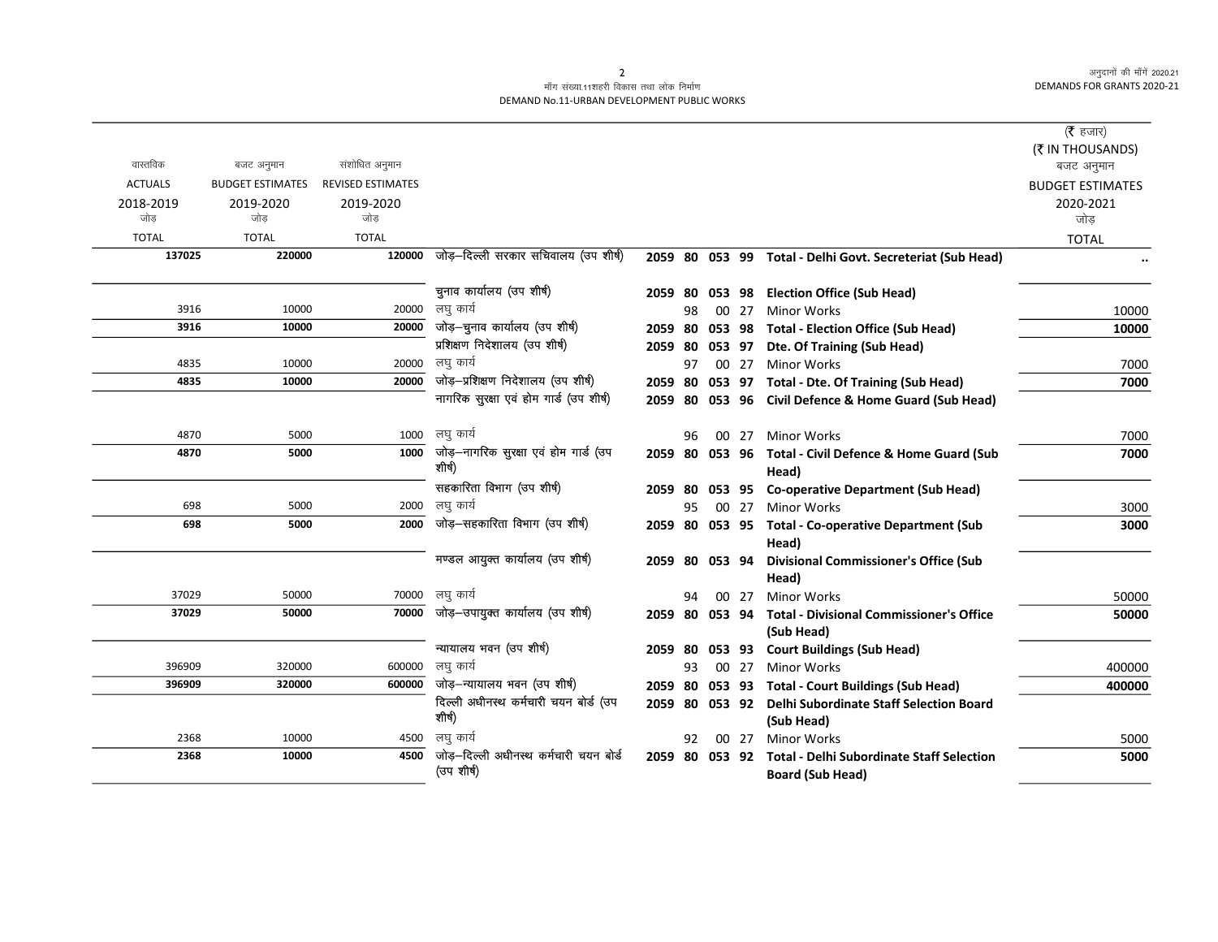मॉंग संख्या.11शहरी विकास तथा लोक निर्माण
DEMAND No.11-URBAN DEVELOPMENT PUBLIC WORKS

(₹ हजार)
(₹ IN THOUSANDS)

| वास्तविक ACTUALS 2018-2019 जोड़ TOTAL | बजट अनुमान BUDGET ESTIMATES 2019-2020 जोड़ TOTAL | संशोधित अनुमान REVISED ESTIMATES 2019-2020 जोड़ TOTAL | | | | | | | बजट अनुमान BUDGET ESTIMATES 2020-2021 जोड़ TOTAL |
|---|---|---|---|---|---|---|---|---|---|
| **137025** | **220000** | **120000** | जोड़–दिल्ली सरकार सचिवालय (उप शीर्ष) | 2059 | 80 | 053 | 99 | **Total - Delhi Govt. Secreteriat (Sub Head)** | .. |
| | | | चुनाव कार्यालय (उप शीर्ष) | 2059 | 80 | 053 | 98 | **Election Office (Sub Head)** | |
| 3916 | 10000 | 20000 | लघु कार्य | | 98 | 00 | 27 | Minor Works | 10000 |
| **3916** | **10000** | **20000** | जोड़–चुनाव कार्यालय (उप शीर्ष) | 2059 | 80 | 053 | 98 | **Total - Election Office (Sub Head)** | **10000** |
| | | | प्रशिक्षण निदेशालय (उप शीर्ष) | 2059 | 80 | 053 | 97 | **Dte. Of Training (Sub Head)** | |
| 4835 | 10000 | 20000 | लघु कार्य | | 97 | 00 | 27 | Minor Works | 7000 |
| **4835** | **10000** | **20000** | जोड़–प्रशिक्षण निदेशालय (उप शीर्ष) | 2059 | 80 | 053 | 97 | **Total - Dte. Of Training (Sub Head)** | **7000** |
| | | | नागरिक सुरक्षा एवं होम गार्ड (उप शीर्ष) | 2059 | 80 | 053 | 96 | **Civil Defence & Home Guard (Sub Head)** | |
| 4870 | 5000 | 1000 | लघु कार्य | | 96 | 00 | 27 | Minor Works | 7000 |
| **4870** | **5000** | **1000** | जोड़–नागरिक सुरक्षा एवं होम गार्ड (उप शीर्ष) | 2059 | 80 | 053 | 96 | **Total - Civil Defence & Home Guard (Sub Head)** | **7000** |
| | | | सहकारिता विभाग (उप शीर्ष) | 2059 | 80 | 053 | 95 | **Co-operative Department (Sub Head)** | |
| 698 | 5000 | 2000 | लघु कार्य | | 95 | 00 | 27 | Minor Works | 3000 |
| **698** | **5000** | **2000** | जोड़–सहकारिता विभाग (उप शीर्ष) | 2059 | 80 | 053 | 95 | **Total - Co-operative Department (Sub Head)** | **3000** |
| | | | मण्डल आयुक्त कार्यालय (उप शीर्ष) | 2059 | 80 | 053 | 94 | **Divisional Commissioner's Office (Sub Head)** | |
| 37029 | 50000 | 70000 | लघु कार्य | | 94 | 00 | 27 | Minor Works | 50000 |
| **37029** | **50000** | **70000** | जोड़–उपायुक्त कार्यालय (उप शीर्ष) | 2059 | 80 | 053 | 94 | **Total - Divisional Commissioner's Office (Sub Head)** | **50000** |
| | | | न्यायालय भवन (उप शीर्ष) | 2059 | 80 | 053 | 93 | **Court Buildings (Sub Head)** | |
| 396909 | 320000 | 600000 | लघु कार्य | | 93 | 00 | 27 | Minor Works | 400000 |
| **396909** | **320000** | **600000** | जोड़–न्यायालय भवन (उप शीर्ष) | 2059 | 80 | 053 | 93 | **Total - Court Buildings (Sub Head)** | **400000** |
| | | | दिल्ली अधीनस्थ कर्मचारी चयन बोर्ड (उप शीर्ष) | 2059 | 80 | 053 | 92 | **Delhi Subordinate Staff Selection Board (Sub Head)** | |
| 2368 | 10000 | 4500 | लघु कार्य | | 92 | 00 | 27 | Minor Works | 5000 |
| **2368** | **10000** | **4500** | जोड़–दिल्ली अधीनस्थ कर्मचारी चयन बोर्ड (उप शीर्ष) | 2059 | 80 | 053 | 92 | **Total - Delhi Subordinate Staff Selection Board (Sub Head)** | **5000** |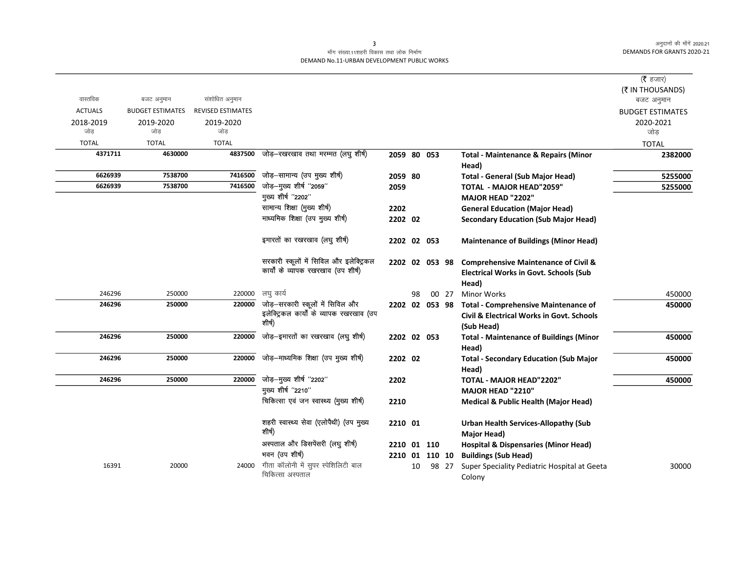मॉंग संख्या.11शहरी विकास तथा लोक निर्माण
DEMAND No.11-URBAN DEVELOPMENT PUBLIC WORKS

| वास्तविक ACTUALS 2018-2019 जोड़ TOTAL | बजट अनुमान BUDGET ESTIMATES 2019-2020 जोड़ TOTAL | संशोधित अनुमान REVISED ESTIMATES 2019-2020 जोड़ TOTAL | | | | | | | (₹ हजार) (₹ IN THOUSANDS) बजट अनुमान BUDGET ESTIMATES 2020-2021 जोड़ TOTAL |
|---|---|---|---|---|---|---|---|---|---|
| **4371711** | **4630000** | **4837500** | जोड़–रखरखाव तथा मरम्मत (लघु शीर्ष) | **2059** | **80** | **053** | | **Total - Maintenance & Repairs (Minor Head)** | **2382000** |
| **6626939** | **7538700** | **7416500** | जोड़–सामान्य (उप मुख्य शीर्ष) | **2059** | **80** | | | **Total - General (Sub Major Head)** | **5255000** |
| **6626939** | **7538700** | **7416500** | जोड़–मुख्य शीर्ष ''2059'' | **2059** | | | | **TOTAL - MAJOR HEAD"2059"** | **5255000** |
| | | | मुख्य शीर्ष ''2202'' | | | | | **MAJOR HEAD "2202"** | |
| | | | सामान्य शिक्षा (मुख्य शीर्ष) | **2202** | | | | **General Education (Major Head)** | |
| | | | माध्यमिक शिक्षा (उप मुख्य शीर्ष) | **2202** | **02** | | | **Secondary Education (Sub Major Head)** | |
| | | | इमारतों का रखरखाव (लघु शीर्ष) | **2202** | **02** | **053** | | **Maintenance of Buildings (Minor Head)** | |
| | | | सरकारी स्कूलों में सिविल और इलेक्ट्रिकल कार्यों के व्यापक रखरखाव (उप शीर्ष) | **2202** | **02** | **053** | **98** | **Comprehensive Maintenance of Civil & Electrical Works in Govt. Schools (Sub Head)** | |
| 246296 | 250000 | 220000 | लघु कार्य | | 98 | 00 | 27 | Minor Works | 450000 |
| **246296** | **250000** | **220000** | जोड़–सरकारी स्कूलों में सिविल और इलेक्ट्रिकल कार्यों के व्यापक रखरखाव (उप शीर्ष) | **2202** | **02** | **053** | **98** | **Total - Comprehensive Maintenance of Civil & Electrical Works in Govt. Schools (Sub Head)** | **450000** |
| **246296** | **250000** | **220000** | जोड़–इमारतों का रखरखाव (लघु शीर्ष) | **2202** | **02** | **053** | | **Total - Maintenance of Buildings (Minor Head)** | **450000** |
| **246296** | **250000** | **220000** | जोड़–माध्यमिक शिक्षा (उप मुख्य शीर्ष) | **2202** | **02** | | | **Total - Secondary Education (Sub Major Head)** | **450000** |
| **246296** | **250000** | **220000** | जोड़–मुख्य शीर्ष ''2202'' | **2202** | | | | **TOTAL - MAJOR HEAD"2202"** | **450000** |
| | | | मुख्य शीर्ष ''2210'' | | | | | **MAJOR HEAD "2210"** | |
| | | | चिकित्सा एवं जन स्वास्थ्य (मुख्य शीर्ष) | **2210** | | | | **Medical & Public Health (Major Head)** | |
| | | | शहरी स्वास्थ्य सेवा (एलोपैथी) (उप मुख्य शीर्ष) | **2210** | **01** | | | **Urban Health Services-Allopathy (Sub Major Head)** | |
| | | | अस्पताल और डिसपेंसरी (लघु शीर्ष) | **2210** | **01** | **110** | | **Hospital & Dispensaries (Minor Head)** | |
| | | | भवन (उप शीर्ष) | **2210** | **01** | **110** | **10** | **Buildings (Sub Head)** | |
| 16391 | 20000 | 24000 | गीता कॉलोनी में सुपर स्पेशिलिटी बाल चिकित्सा अस्पताल | | 10 | 98 | 27 | Super Speciality Pediatric Hospital at Geeta Colony | 30000 |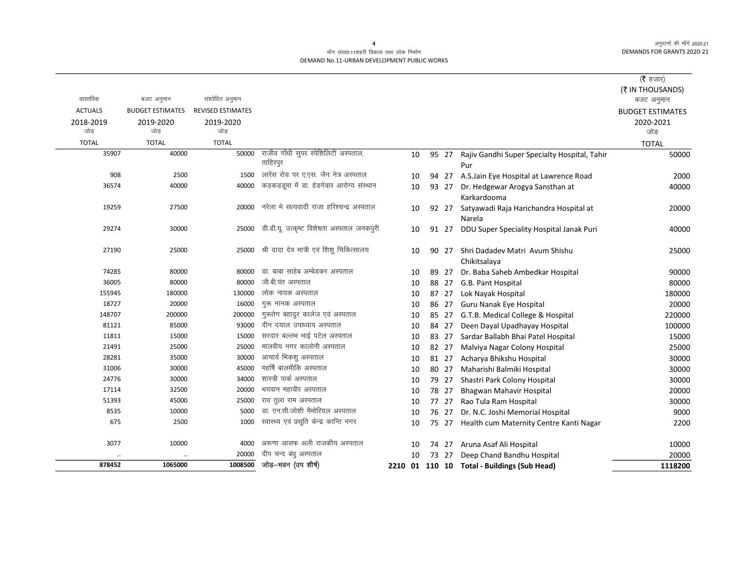मॉंग संख्या.11शहरी विकास तथा लोक निर्माण

DEMAND No.11-URBAN DEVELOPMENT PUBLIC WORKS

| वास्तविक ACTUALS 2018-2019 जोड़ TOTAL | बजट अनुमान BUDGET ESTIMATES 2019-2020 जोड़ TOTAL | संशोधित अनुमान REVISED ESTIMATES 2019-2020 जोड़ TOTAL | | | | | | | (₹ हजार) (₹ IN THOUSANDS) बजट अनुमान BUDGET ESTIMATES 2020-2021 जोड़ TOTAL |
|---|---|---|---|---|---|---|---|---|---|
| 35907 | 40000 | 50000 | राजीव गाँधी सुपर स्पेशिलिटी अस्पताल, ताहिरपुर | | 10 | 95 | 27 | Rajiv Gandhi Super Specialty Hospital, Tahir Pur | 50000 |
| 908 | 2500 | 1500 | लारेंस रोड पर ए.एस. जैन नेत्र अस्पताल | | 10 | 94 | 27 | A.S.Jain Eye Hospital at Lawrence Road | 2000 |
| 36574 | 40000 | 40000 | कड़कड़डूमा में डा. हेडगेवार आरोग्य संस्थान | | 10 | 93 | 27 | Dr. Hedgewar Arogya Sansthan at Karkardooma | 40000 |
| 19259 | 27500 | 20000 | नरेला मे सत्यवादी राजा हरिश्चन्द्र अस्पताल | | 10 | 92 | 27 | Satyawadi Raja Harichandra Hospital at Narela | 20000 |
| 29274 | 30000 | 25000 | डी.डी.यू. उत्कृष्ट विशेषता अस्पताल जनकपुरी | | 10 | 91 | 27 | DDU Super Speciality Hospital Janak Puri | 40000 |
| 27190 | 25000 | 25000 | श्री दादा देव मात्री एवं शिशु चिकित्सालय | | 10 | 90 | 27 | Shri Dadadev Matri Avum Shishu Chikitsalaya | 25000 |
| 74285 | 80000 | 80000 | डा. बाबा साहेब अम्बेडकर अस्पताल | | 10 | 89 | 27 | Dr. Baba Saheb Ambedkar Hospital | 90000 |
| 36005 | 80000 | 80000 | जी.बी.पंत अस्पताल | | 10 | 88 | 27 | G.B. Pant Hospital | 80000 |
| 155945 | 180000 | 130000 | लोक नायक अस्पताल | | 10 | 87 | 27 | Lok Nayak Hospital | 180000 |
| 18727 | 20000 | 16000 | गुरू नानक अस्पताल | | 10 | 86 | 27 | Guru Nanak Eye Hospital | 20000 |
| 148707 | 200000 | 200000 | गुरूतेग बहादुर कालेज एवं अस्पताल | | 10 | 85 | 27 | G.T.B. Medical College & Hospital | 220000 |
| 81121 | 85000 | 93000 | दीन दयाल उपाध्याय अस्पताल | | 10 | 84 | 27 | Deen Dayal Upadhayay Hospital | 100000 |
| 11811 | 15000 | 15000 | सरदार बल्लभ भाई पटेल अस्पताल | | 10 | 83 | 27 | Sardar Ballabh Bhai Patel Hospital | 15000 |
| 21491 | 25000 | 25000 | मालवीय नगर कालोनी अस्पताल | | 10 | 82 | 27 | Malviya Nagar Colony Hospital | 25000 |
| 28281 | 35000 | 30000 | आचार्य भिकशु अस्पताल | | 10 | 81 | 27 | Acharya Bhikshu Hospital | 30000 |
| 31006 | 30000 | 45000 | महर्षि बालमीकि अस्पताल | | 10 | 80 | 27 | Maharishi Balmiki Hospital | 30000 |
| 24776 | 30000 | 34000 | शास्त्री पार्क अस्पताल | | 10 | 79 | 27 | Shastri Park Colony Hospital | 30000 |
| 17114 | 32500 | 20000 | भगवान महावीर अस्पताल | | 10 | 78 | 27 | Bhagwan Mahavir Hospital | 20000 |
| 51393 | 45000 | 25000 | राव तुला राम अस्पताल | | 10 | 77 | 27 | Rao Tula Ram Hospital | 30000 |
| 8535 | 10000 | 5000 | डा. एन.सी.जोशी मैमोरियल अस्पताल | | 10 | 76 | 27 | Dr. N.C. Joshi Memorial Hospital | 9000 |
| 675 | 2500 | 1000 | स्वास्थ्य एवं प्रसूति केन्द्र कान्ति नगर | | 10 | 75 | 27 | Health cum Maternity Centre Kanti Nagar | 2200 |
| 3077 | 10000 | 4000 | अरूणा आसफ अली राजकीय अस्पताल | | 10 | 74 | 27 | Aruna Asaf Ali Hospital | 10000 |
| .. | .. | 20000 | दीप चन्द बंधु अस्पताल | | 10 | 73 | 27 | Deep Chand Bandhu Hospital | 20000 |
| **878452** | **1065000** | **1008500** | **जोड़–भवन (उप शीर्ष)** | **2210** | **01** | **110** | **10** | **Total - Buildings (Sub Head)** | **1118200** |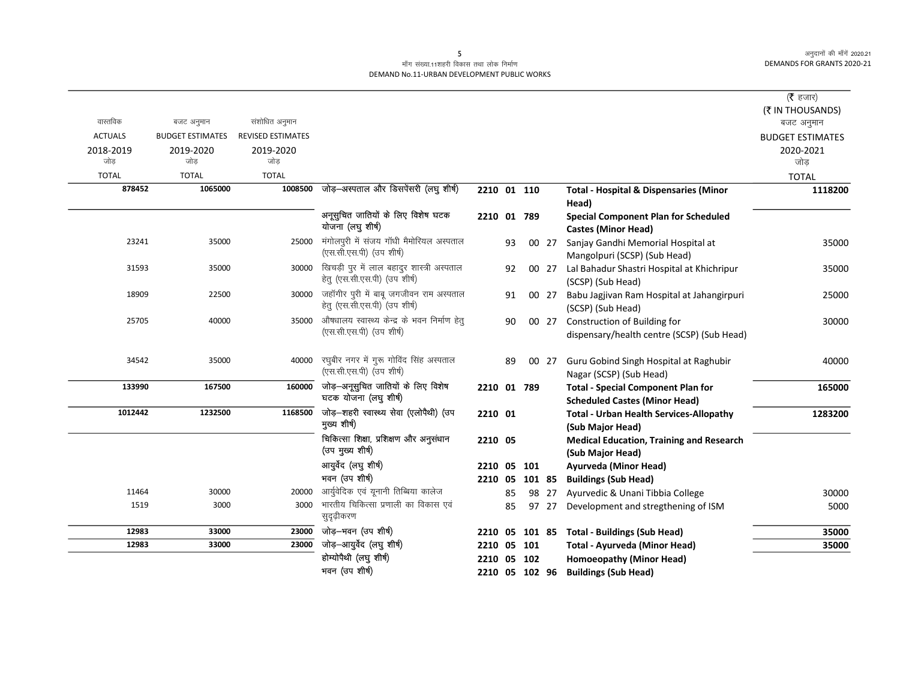मॉंग संख्या.11शहरी विकास तथा लोक निर्माण
DEMAND No.11-URBAN DEVELOPMENT PUBLIC WORKS

अनुदानों की माँगें 2020.21
DEMANDS FOR GRANTS 2020-21

(₹ हजार)
(₹ IN THOUSANDS)

| वास्तविक ACTUALS 2018-2019 जोड़ TOTAL | बजट अनुमान BUDGET ESTIMATES 2019-2020 जोड़ TOTAL | संशोधित अनुमान REVISED ESTIMATES 2019-2020 जोड़ TOTAL | | | | | | | बजट अनुमान BUDGET ESTIMATES 2020-2021 जोड़ TOTAL |
|---|---|---|---|---|---|---|---|---|---|
| **878452** | **1065000** | **1008500** | जोड़–अस्पताल और डिसपेंसरी (लघु शीर्ष) | 2210 | 01 | 110 | | **Total - Hospital & Dispensaries (Minor Head)** | **1118200** |
| | | | अनूसुचित जातियों के लिए विशेष घटक योजना (लघु शीर्ष) | 2210 | 01 | 789 | | **Special Component Plan for Scheduled Castes (Minor Head)** | |
| 23241 | 35000 | 25000 | मंगोलपुरी में संजय गॉंधी मैमोरियल अस्पताल (एस.सी.एस.पी) (उप शीर्ष) | | 93 | 00 | 27 | Sanjay Gandhi Memorial Hospital at Mangolpuri (SCSP) (Sub Head) | 35000 |
| 31593 | 35000 | 30000 | खिचड़ी पुर में लाल बहादुर शास्त्री अस्पताल हेतु (एस.सी.एस.पी) (उप शीर्ष) | | 92 | 00 | 27 | Lal Bahadur Shastri Hospital at Khichripur (SCSP) (Sub Head) | 35000 |
| 18909 | 22500 | 30000 | जहॉंगीर पुरी में बाबू जगजीवन राम अस्पताल हेतु (एस.सी.एस.पी) (उप शीर्ष) | | 91 | 00 | 27 | Babu Jagjivan Ram Hospital at Jahangirpuri (SCSP) (Sub Head) | 25000 |
| 25705 | 40000 | 35000 | औषधालय स्वास्थ्य केन्द्र के भवन निर्माण हेतु (एस.सी.एस.पी) (उप शीर्ष) | | 90 | 00 | 27 | Construction of Building for dispensary/health centre (SCSP) (Sub Head) | 30000 |
| 34542 | 35000 | 40000 | रघुबीर नगर में गुरू गोविंद सिंह अस्पताल (एस.सी.एस.पी) (उप शीर्ष) | | 89 | 00 | 27 | Guru Gobind Singh Hospital at Raghubir Nagar (SCSP) (Sub Head) | 40000 |
| **133990** | **167500** | **160000** | जोड़–अनूसुचित जातियों के लिए विशेष घटक योजना (लघु शीर्ष) | 2210 | 01 | 789 | | **Total - Special Component Plan for Scheduled Castes (Minor Head)** | **165000** |
| **1012442** | **1232500** | **1168500** | जोड़–शहरी स्वास्थ्य सेवा (एलोपैथी) (उप मुख्य शीर्ष) | 2210 | 01 | | | **Total - Urban Health Services-Allopathy (Sub Major Head)** | **1283200** |
| | | | चिकित्सा शिक्षा, प्रशिक्षण और अनुसंधान (उप मुख्य शीर्ष) | 2210 | 05 | | | **Medical Education, Training and Research (Sub Major Head)** | |
| | | | आयुर्वेद (लघु शीर्ष) | 2210 | 05 | 101 | | **Ayurveda (Minor Head)** | |
| | | | भवन (उप शीर्ष) | 2210 | 05 | 101 | 85 | **Buildings (Sub Head)** | |
| 11464 | 30000 | 20000 | आर्युवेदिक एवं यूनानी तिब्बिया कालेज | | 85 | 98 | 27 | Ayurvedic & Unani Tibbia College | 30000 |
| 1519 | 3000 | 3000 | भारतीय चिकित्सा प्रणाली का विकास एवं सुदृढ़ीकरण | | 85 | 97 | 27 | Development and stregthening of ISM | 5000 |
| **12983** | **33000** | **23000** | जोड़–भवन (उप शीर्ष) | 2210 | 05 | 101 | 85 | **Total - Buildings (Sub Head)** | **35000** |
| **12983** | **33000** | **23000** | जोड़–आयुर्वेद (लघु शीर्ष) | 2210 | 05 | 101 | | **Total - Ayurveda (Minor Head)** | **35000** |
| | | | होम्योपैथी (लघु शीर्ष) | 2210 | 05 | 102 | | **Homoeopathy (Minor Head)** | |
| | | | भवन (उप शीर्ष) | 2210 | 05 | 102 | 96 | **Buildings (Sub Head)** | |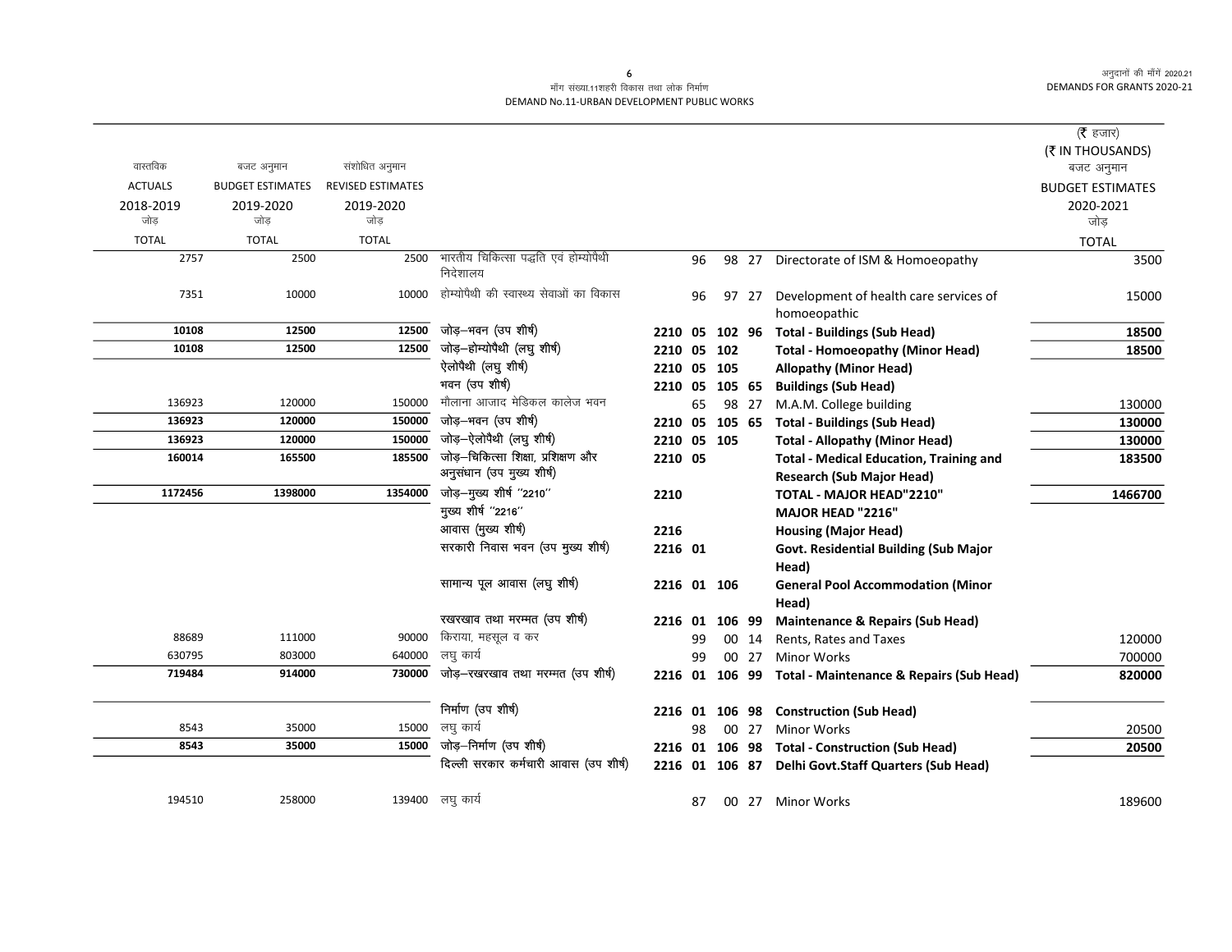मॉंग संख्या.11शहरी विकास तथा लोक निर्माण
DEMAND No.11-URBAN DEVELOPMENT PUBLIC WORKS

(₹ हजार)
(₹ IN THOUSANDS)

| वास्तविक ACTUALS 2018-2019 जोड़ TOTAL | बजट अनुमान BUDGET ESTIMATES 2019-2020 जोड़ TOTAL | संशोधित अनुमान REVISED ESTIMATES 2019-2020 जोड़ TOTAL | | | | | | | बजट अनुमान BUDGET ESTIMATES 2020-2021 जोड़ TOTAL |
|---|---|---|---|---|---|---|---|---|---|
| 2757 | 2500 | 2500 | भारतीय चिकित्सा पद्धति एवं होम्योपैथी निदेशालय | | 96 | 98 | 27 | Directorate of ISM & Homoeopathy | 3500 |
| 7351 | 10000 | 10000 | होम्योपैथी की स्वास्थ्य सेवाओं का विकास | | 96 | 97 | 27 | Development of health care services of homoeopathic | 15000 |
| **10108** | **12500** | **12500** | जोड़–भवन (उप शीर्ष) | **2210** | **05** | **102** | **96** | **Total - Buildings (Sub Head)** | **18500** |
| **10108** | **12500** | **12500** | जोड़–होम्योपैथी (लघु शीर्ष) | **2210** | **05** | **102** | | **Total - Homoeopathy (Minor Head)** | **18500** |
| | | | ऐलोपैथी (लघु शीर्ष) | **2210** | **05** | **105** | | **Allopathy (Minor Head)** | |
| | | | भवन (उप शीर्ष) | **2210** | **05** | **105** | **65** | **Buildings (Sub Head)** | |
| 136923 | 120000 | 150000 | मौलाना आजाद मेडिकल कालेज भवन | | 65 | 98 | 27 | M.A.M. College building | 130000 |
| **136923** | **120000** | **150000** | जोड़–भवन (उप शीर्ष) | **2210** | **05** | **105** | **65** | **Total - Buildings (Sub Head)** | **130000** |
| **136923** | **120000** | **150000** | जोड़–ऐलोपैथी (लघु शीर्ष) | **2210** | **05** | **105** | | **Total - Allopathy (Minor Head)** | **130000** |
| **160014** | **165500** | **185500** | जोड़–चिकित्सा शिक्षा, प्रशिक्षण और अनुसंधान (उप मुख्य शीर्ष) | **2210** | **05** | | | **Total - Medical Education, Training and Research (Sub Major Head)** | **183500** |
| **1172456** | **1398000** | **1354000** | जोड़–मुख्य शीर्ष ''2210'' | **2210** | | | | **TOTAL - MAJOR HEAD"2210"** | **1466700** |
| | | | मुख्य शीर्ष ''2216'' | | | | | **MAJOR HEAD "2216"** | |
| | | | आवास (मुख्य शीर्ष) | **2216** | | | | **Housing (Major Head)** | |
| | | | सरकारी निवास भवन (उप मुख्य शीर्ष) | **2216** | **01** | | | **Govt. Residential Building (Sub Major Head)** | |
| | | | सामान्य पूल आवास (लघु शीर्ष) | **2216** | **01** | **106** | | **General Pool Accommodation (Minor Head)** | |
| | | | रखरखाव तथा मरम्मत (उप शीर्ष) | **2216** | **01** | **106** | **99** | **Maintenance & Repairs (Sub Head)** | |
| 88689 | 111000 | 90000 | किराया, महसूल व कर | | 99 | 00 | 14 | Rents, Rates and Taxes | 120000 |
| 630795 | 803000 | 640000 | लघु कार्य | | 99 | 00 | 27 | Minor Works | 700000 |
| **719484** | **914000** | **730000** | जोड़–रखरखाव तथा मरम्मत (उप शीर्ष) | **2216** | **01** | **106** | **99** | **Total - Maintenance & Repairs (Sub Head)** | **820000** |
| | | | निर्माण (उप शीर्ष) | **2216** | **01** | **106** | **98** | **Construction (Sub Head)** | |
| 8543 | 35000 | 15000 | लघु कार्य | | 98 | 00 | 27 | Minor Works | 20500 |
| **8543** | **35000** | **15000** | जोड़–निर्माण (उप शीर्ष) | **2216** | **01** | **106** | **98** | **Total - Construction (Sub Head)** | **20500** |
| | | | दिल्ली सरकार कर्मचारी आवास (उप शीर्ष) | **2216** | **01** | **106** | **87** | **Delhi Govt.Staff Quarters (Sub Head)** | |
| 194510 | 258000 | 139400 | लघु कार्य | | 87 | 00 | 27 | Minor Works | 189600 |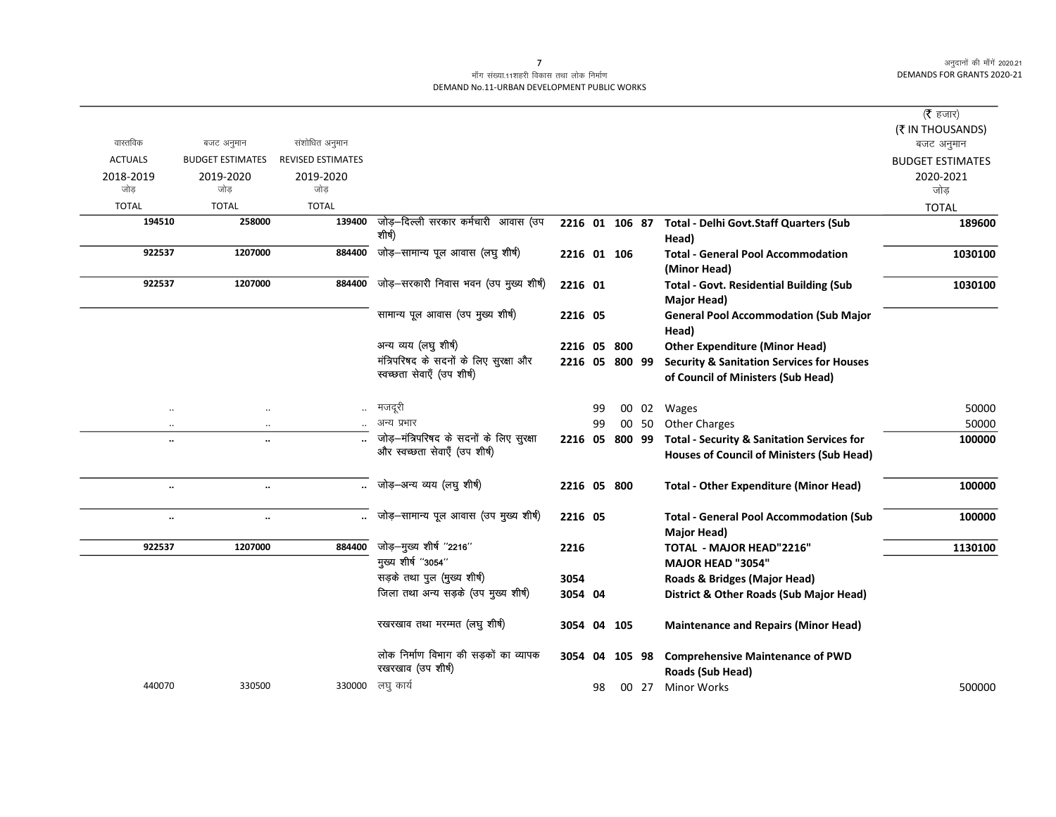मॉंग संख्या.11शहरी विकास तथा लोक निर्माण
DEMAND No.11-URBAN DEVELOPMENT PUBLIC WORKS

(₹ हजार)
(₹ IN THOUSANDS)

| वास्तविक ACTUALS 2018-2019 जोड़ TOTAL | बजट अनुमान BUDGET ESTIMATES 2019-2020 जोड़ TOTAL | संशोधित अनुमान REVISED ESTIMATES 2019-2020 जोड़ TOTAL | | | | | | | बजट अनुमान BUDGET ESTIMATES 2020-2021 जोड़ TOTAL |
|---|---|---|---|---|---|---|---|---|---|
| **194510** | **258000** | **139400** | जोड़–दिल्ली सरकार कर्मचारी आवास (उप शीर्ष) | **2216 01** | **106** | **87** | | **Total - Delhi Govt.Staff Quarters (Sub Head)** | **189600** |
| **922537** | **1207000** | **884400** | जोड़–सामान्य पूल आवास (लघु शीर्ष) | **2216 01** | **106** | | | **Total - General Pool Accommodation (Minor Head)** | **1030100** |
| **922537** | **1207000** | **884400** | जोड़–सरकारी निवास भवन (उप मुख्य शीर्ष) | **2216 01** | | | | **Total - Govt. Residential Building (Sub Major Head)** | **1030100** |
| | | | सामान्य पूल आवास (उप मुख्य शीर्ष) | **2216 05** | | | | **General Pool Accommodation (Sub Major Head)** | |
| | | | अन्य व्यय (लघु शीर्ष) | **2216 05** | **800** | | | **Other Expenditure (Minor Head)** | |
| | | | मंत्रिपरिषद के सदनों के लिए सुरक्षा और स्वच्छता सेवाएँ (उप शीर्ष) | **2216 05** | **800** | **99** | | **Security & Sanitation Services for Houses of Council of Ministers (Sub Head)** | |
| .. | .. | .. | मजदूरी | | 99 | 00 | 02 | Wages | 50000 |
| .. | .. | .. | अन्य प्रभार | | 99 | 00 | 50 | Other Charges | 50000 |
| **..** | **..** | **..** | जोड़–मंत्रिपरिषद के सदनों के लिए सुरक्षा और स्वच्छता सेवाएँ (उप शीर्ष) | **2216 05** | **800** | **99** | | **Total - Security & Sanitation Services for Houses of Council of Ministers (Sub Head)** | **100000** |
| **..** | **..** | **..** | जोड़–अन्य व्यय (लघु शीर्ष) | **2216 05** | **800** | | | **Total - Other Expenditure (Minor Head)** | **100000** |
| **..** | **..** | **..** | जोड़–सामान्य पूल आवास (उप मुख्य शीर्ष) | **2216 05** | | | | **Total - General Pool Accommodation (Sub Major Head)** | **100000** |
| **922537** | **1207000** | **884400** | जोड़–मुख्य शीर्ष ''2216'' | **2216** | | | | **TOTAL - MAJOR HEAD"2216"** | **1130100** |
| | | | मुख्य शीर्ष ''3054'' | | | | | **MAJOR HEAD "3054"** | |
| | | | सड़के तथा पुल (मुख्य शीर्ष) | **3054** | | | | **Roads & Bridges (Major Head)** | |
| | | | जिला तथा अन्य सड़के (उप मुख्य शीर्ष) | **3054 04** | | | | **District & Other Roads (Sub Major Head)** | |
| | | | रखरखाव तथा मरम्मत (लघु शीर्ष) | **3054 04** | **105** | | | **Maintenance and Repairs (Minor Head)** | |
| | | | लोक निर्माण विभाग की सड़कों का व्यापक रखरखाव (उप शीर्ष) | **3054 04** | **105** | **98** | | **Comprehensive Maintenance of PWD Roads (Sub Head)** | |
| 440070 | 330500 | 330000 | लघु कार्य | | 98 | 00 | 27 | Minor Works | 500000 |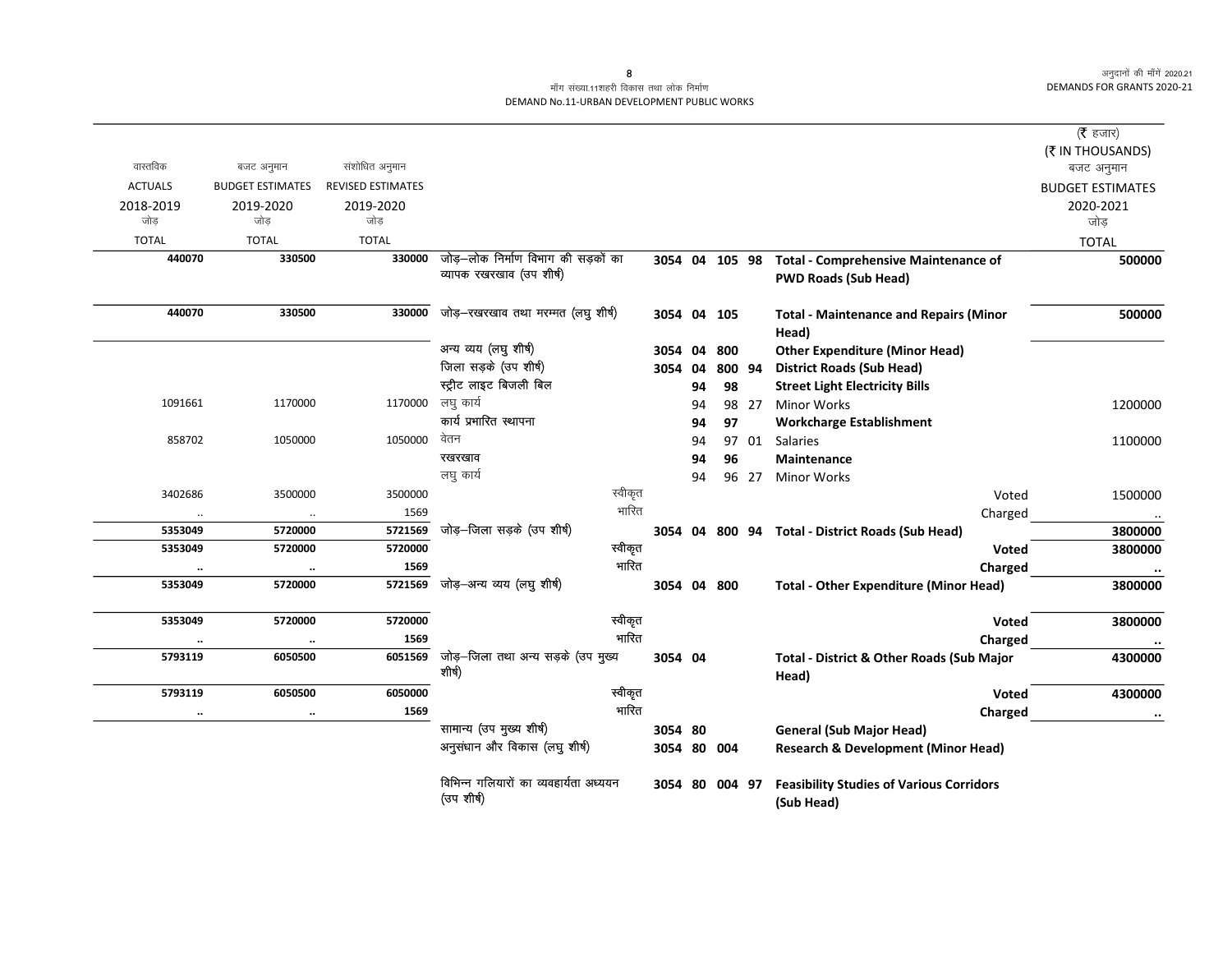मॉंग संख्या.11शहरी विकास तथा लोक निर्माण
DEMAND No.11-URBAN DEVELOPMENT PUBLIC WORKS

| वास्तविक ACTUALS 2018-2019 जोड़ TOTAL | बजट अनुमान BUDGET ESTIMATES 2019-2020 जोड़ TOTAL | संशोधित अनुमान REVISED ESTIMATES 2019-2020 जोड़ TOTAL | | | | | | | (₹ हजार) (₹ IN THOUSANDS) बजट अनुमान BUDGET ESTIMATES 2020-2021 जोड़ TOTAL |
|---|---|---|---|---|---|---|---|---|---|
| **440070** | **330500** | **330000** | जोड़–लोक निर्माण विभाग की सड़कों का व्यापक रखरखाव (उप शीर्ष) | 3054 | 04 | 105 | 98 | **Total - Comprehensive Maintenance of PWD Roads (Sub Head)** | **500000** |
| **440070** | **330500** | **330000** | जोड़–रखरखाव तथा मरम्मत (लघु शीर्ष) | 3054 | 04 | 105 | | **Total - Maintenance and Repairs (Minor Head)** | **500000** |
| | | | अन्य व्यय (लघु शीर्ष) | 3054 | 04 | 800 | | **Other Expenditure (Minor Head)** | |
| | | | जिला सड़के (उप शीर्ष) | 3054 | 04 | 800 | 94 | **District Roads (Sub Head)** | |
| | | | स्ट्रीट लाइट बिजली बिल | | 94 | 98 | | **Street Light Electricity Bills** | |
| 1091661 | 1170000 | 1170000 | लघु कार्य | | 94 | 98 | 27 | Minor Works | 1200000 |
| | | | कार्य प्रभारित स्थापना | | 94 | 97 | | **Workcharge Establishment** | |
| 858702 | 1050000 | 1050000 | वेतन | | 94 | 97 | 01 | Salaries | 1100000 |
| | | | रखरखाव | | 94 | 96 | | **Maintenance** | |
| | | | लघु कार्य | | 94 | 96 | 27 | Minor Works | |
| 3402686 | 3500000 | 3500000 | स्वीकृत | | | | | Voted | 1500000 |
| .. | .. | 1569 | भारित | | | | | Charged | .. |
| **5353049** | **5720000** | **5721569** | जोड़–जिला सड़के (उप शीर्ष) | 3054 | 04 | 800 | 94 | **Total - District Roads (Sub Head)** | **3800000** |
| **5353049** | **5720000** | **5720000** | स्वीकृत | | | | | **Voted** | **3800000** |
| **..** | **..** | **1569** | भारित | | | | | **Charged** | **..** |
| **5353049** | **5720000** | **5721569** | जोड़–अन्य व्यय (लघु शीर्ष) | 3054 | 04 | 800 | | **Total - Other Expenditure (Minor Head)** | **3800000** |
| **5353049** | **5720000** | **5720000** | स्वीकृत | | | | | **Voted** | **3800000** |
| **..** | **..** | **1569** | भारित | | | | | **Charged** | **..** |
| **5793119** | **6050500** | **6051569** | जोड़–जिला तथा अन्य सड़के (उप मुख्य शीर्ष) | 3054 | 04 | | | **Total - District & Other Roads (Sub Major Head)** | **4300000** |
| **5793119** | **6050500** | **6050000** | स्वीकृत | | | | | **Voted** | **4300000** |
| **..** | **..** | **1569** | भारित | | | | | **Charged** | **..** |
| | | | सामान्य (उप मुख्य शीर्ष) | 3054 | 80 | | | **General (Sub Major Head)** | |
| | | | अनुसंधान और विकास (लघु शीर्ष) | 3054 | 80 | 004 | | **Research & Development (Minor Head)** | |
| | | | विभिन्न गलियारों का व्यवहार्यता अध्ययन (उप शीर्ष) | 3054 | 80 | 004 | 97 | **Feasibility Studies of Various Corridors (Sub Head)** | |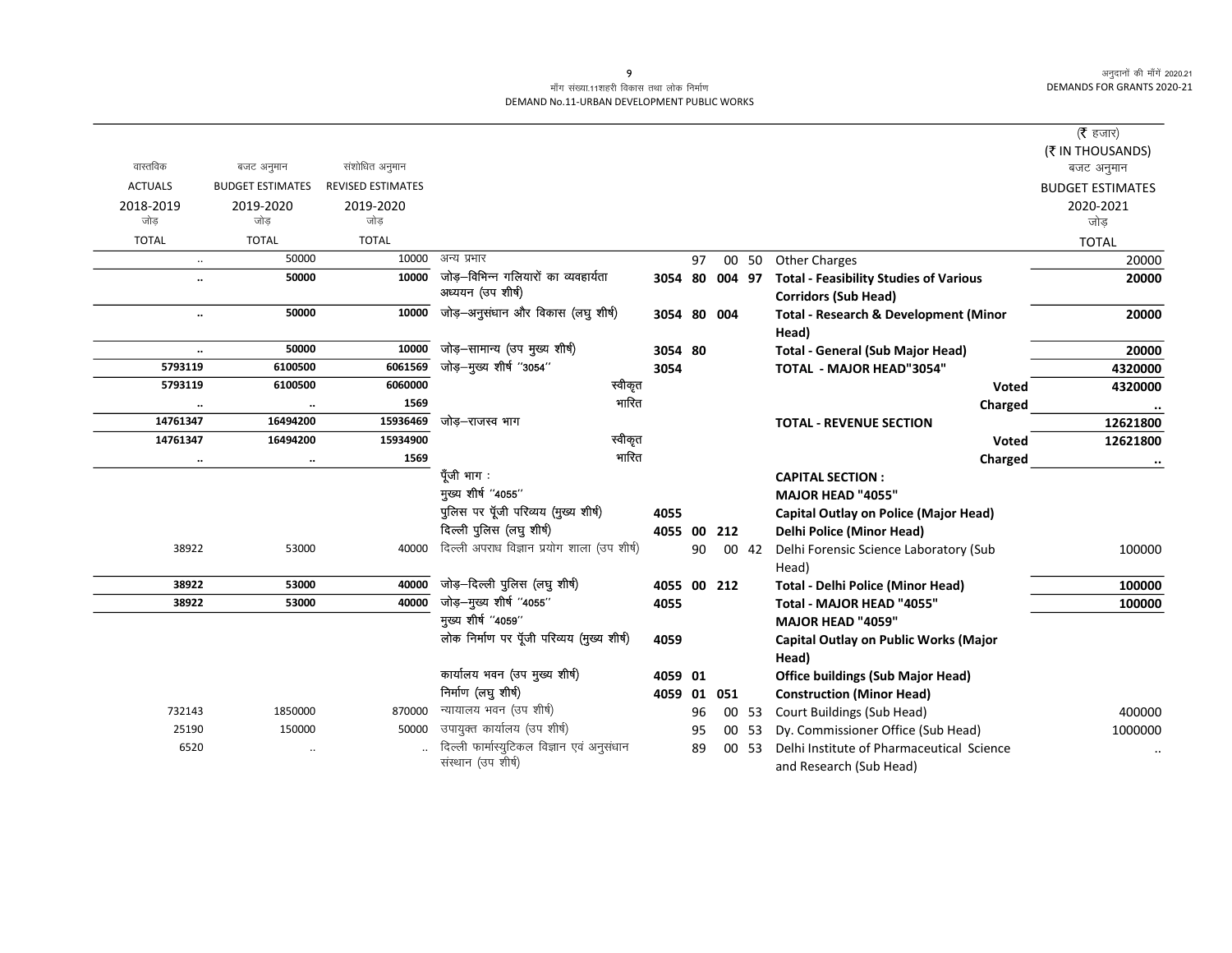मॉंग संख्या.11शहरी विकास तथा लोक निर्माण
DEMAND No.11-URBAN DEVELOPMENT PUBLIC WORKS

(₹ हजार)
(₹ IN THOUSANDS)

| वास्तविक ACTUALS 2018-2019 जोड़ TOTAL | बजट अनुमान BUDGET ESTIMATES 2019-2020 जोड़ TOTAL | संशोधित अनुमान REVISED ESTIMATES 2019-2020 जोड़ TOTAL | | | | | | | बजट अनुमान BUDGET ESTIMATES 2020-2021 जोड़ TOTAL |
|---|---|---|---|---|---|---|---|---|---|
| .. | 50000 | 10000 | अन्य प्रभार | | 97 | 00 | 50 | Other Charges | 20000 |
| **..** | **50000** | **10000** | **जोड़–विभिन्न गलियारों का व्यवहार्यता अध्ययन (उप शीर्ष)** | **3054** | **80** | **004** | **97** | **Total - Feasibility Studies of Various Corridors (Sub Head)** | **20000** |
| **..** | **50000** | **10000** | **जोड़–अनुसंधान और विकास (लघु शीर्ष)** | **3054** | **80** | **004** | | **Total - Research & Development (Minor Head)** | **20000** |
| **..** | **50000** | **10000** | **जोड़–सामान्य (उप मुख्य शीर्ष)** | **3054** | **80** | | | **Total - General (Sub Major Head)** | **20000** |
| **5793119** | **6100500** | **6061569** | **जोड़–मुख्य शीर्ष "3054"** | **3054** | | | | **TOTAL - MAJOR HEAD"3054"** | **4320000** |
| **5793119** | **6100500** | **6060000** | **स्वीकृत** | | | | | **Voted** | **4320000** |
| **..** | **..** | **1569** | **भारित** | | | | | **Charged** | **..** |
| **14761347** | **16494200** | **15936469** | **जोड़–राजस्व भाग** | | | | | **TOTAL - REVENUE SECTION** | **12621800** |
| **14761347** | **16494200** | **15934900** | **स्वीकृत** | | | | | **Voted** | **12621800** |
| **..** | **..** | **1569** | **भारित** | | | | | **Charged** | **..** |
| | | | **पूँजी भाग :** | | | | | **CAPITAL SECTION :** | |
| | | | **मुख्य शीर्ष "4055"** | | | | | **MAJOR HEAD "4055"** | |
| | | | **पुलिस पर पूँजी परिव्यय (मुख्य शीर्ष)** | **4055** | | | | **Capital Outlay on Police (Major Head)** | |
| | | | **दिल्ली पुलिस (लघु शीर्ष)** | **4055** | **00** | **212** | | **Delhi Police (Minor Head)** | |
| 38922 | 53000 | 40000 | दिल्ली अपराध विज्ञान प्रयोग शाला (उप शीर्ष) | | 90 | 00 | 42 | Delhi Forensic Science Laboratory (Sub Head) | 100000 |
| **38922** | **53000** | **40000** | **जोड़–दिल्ली पुलिस (लघु शीर्ष)** | **4055** | **00** | **212** | | **Total - Delhi Police (Minor Head)** | **100000** |
| **38922** | **53000** | **40000** | **जोड़–मुख्य शीर्ष "4055"** | **4055** | | | | **Total - MAJOR HEAD "4055"** | **100000** |
| | | | **मुख्य शीर्ष "4059"** | | | | | **MAJOR HEAD "4059"** | |
| | | | **लोक निर्माण पर पूँजी परिव्यय (मुख्य शीर्ष)** | **4059** | | | | **Capital Outlay on Public Works (Major Head)** | |
| | | | **कार्यालय भवन (उप मुख्य शीर्ष)** | **4059** | **01** | | | **Office buildings (Sub Major Head)** | |
| | | | **निर्माण (लघु शीर्ष)** | **4059** | **01** | **051** | | **Construction (Minor Head)** | |
| 732143 | 1850000 | 870000 | न्यायालय भवन (उप शीर्ष) | | 96 | 00 | 53 | Court Buildings (Sub Head) | 400000 |
| 25190 | 150000 | 50000 | उपायुक्त कार्यालय (उप शीर्ष) | | 95 | 00 | 53 | Dy. Commissioner Office (Sub Head) | 1000000 |
| 6520 | .. | .. | दिल्ली फार्मास्युटिकल विज्ञान एवं अनुसंधान संस्थान (उप शीर्ष) | | 89 | 00 | 53 | Delhi Institute of Pharmaceutical Science and Research (Sub Head) | .. |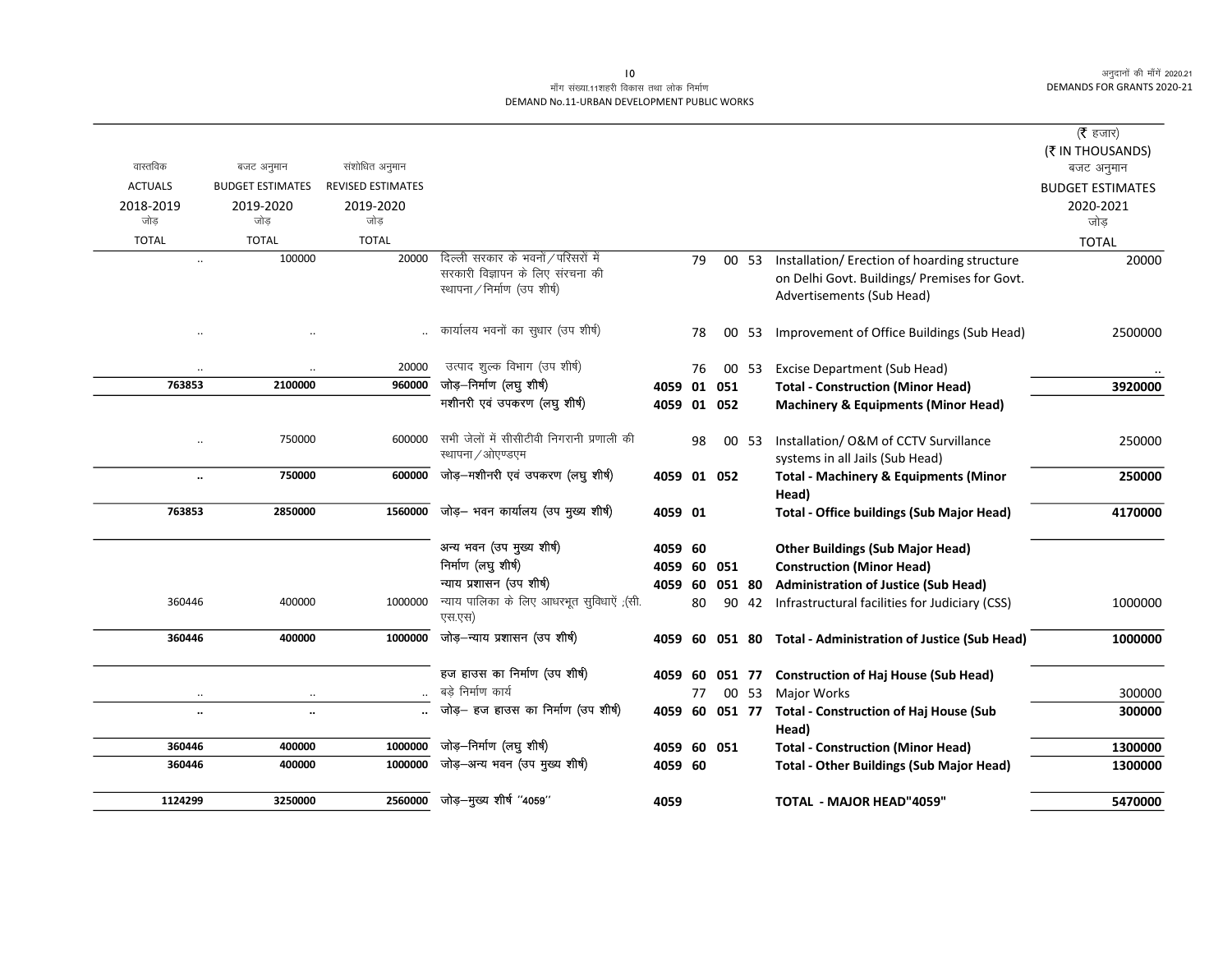मॉंग संख्या.11शहरी विकास तथा लोक निर्माण
DEMAND No.11-URBAN DEVELOPMENT PUBLIC WORKS

| वास्तविक ACTUALS 2018-2019 जोड़ TOTAL | बजट अनुमान BUDGET ESTIMATES 2019-2020 जोड़ TOTAL | संशोधित अनुमान REVISED ESTIMATES 2019-2020 जोड़ TOTAL | | | | | | | (₹ हजार) (₹ IN THOUSANDS) बजट अनुमान BUDGET ESTIMATES 2020-2021 जोड़ TOTAL |
|---|---|---|---|---|---|---|---|---|---|
| .. | 100000 | 20000 | दिल्ली सरकार के भवनों/परिसरों में सरकारी विज्ञापन के लिए संरचना की स्थापना/निर्माण (उप शीर्ष) | | 79 | 00 | 53 | Installation/ Erection of hoarding structure on Delhi Govt. Buildings/ Premises for Govt. Advertisements (Sub Head) | 20000 |
| .. | .. | .. | कार्यालय भवनों का सुधार (उप शीर्ष) | | 78 | 00 | 53 | Improvement of Office Buildings (Sub Head) | 2500000 |
| .. | .. | 20000 | उत्पाद शुल्क विभाग (उप शीर्ष) | | 76 | 00 | 53 | Excise Department (Sub Head) | .. |
| **763853** | **2100000** | **960000** | **जोड़–निर्माण (लघु शीर्ष)** | **4059** | **01** | **051** | | **Total - Construction (Minor Head)** | **3920000** |
| | | | **मशीनरी एवं उपकरण (लघु शीर्ष)** | **4059** | **01** | **052** | | **Machinery & Equipments (Minor Head)** | |
| .. | 750000 | 600000 | सभी जेलों में सीसीटीवी निगरानी प्रणाली की स्थापना/ओएण्डएम | | 98 | 00 | 53 | Installation/ O&M of CCTV Survillance systems in all Jails (Sub Head) | 250000 |
| **..** | **750000** | **600000** | **जोड़–मशीनरी एवं उपकरण (लघु शीर्ष)** | **4059** | **01** | **052** | | **Total - Machinery & Equipments (Minor Head)** | **250000** |
| **763853** | **2850000** | **1560000** | **जोड़– भवन कार्यालय (उप मुख्य शीर्ष)** | **4059** | **01** | | | **Total - Office buildings (Sub Major Head)** | **4170000** |
| | | | **अन्य भवन (उप मुख्य शीर्ष)** | **4059** | **60** | | | **Other Buildings (Sub Major Head)** | |
| | | | **निर्माण (लघु शीर्ष)** | **4059** | **60** | **051** | | **Construction (Minor Head)** | |
| | | | **न्याय प्रशासन (उप शीर्ष)** | **4059** | **60** | **051** | **80** | **Administration of Justice (Sub Head)** | |
| 360446 | 400000 | 1000000 | न्याय पालिका के लिए आधरभूत सुविधाऐं ;(सी.एस.एस) | | 80 | 90 | 42 | Infrastructural facilities for Judiciary (CSS) | 1000000 |
| **360446** | **400000** | **1000000** | **जोड़–न्याय प्रशासन (उप शीर्ष)** | **4059** | **60** | **051** | **80** | **Total - Administration of Justice (Sub Head)** | **1000000** |
| | | | **हज हाउस का निर्माण (उप शीर्ष)** | **4059** | **60** | **051** | **77** | **Construction of Haj House (Sub Head)** | |
| .. | .. | .. | बड़े निर्माण कार्य | | 77 | 00 | 53 | Major Works | 300000 |
| **..** | **..** | **..** | **जोड़– हज हाउस का निर्माण (उप शीर्ष)** | **4059** | **60** | **051** | **77** | **Total - Construction of Haj House (Sub Head)** | **300000** |
| **360446** | **400000** | **1000000** | **जोड़–निर्माण (लघु शीर्ष)** | **4059** | **60** | **051** | | **Total - Construction (Minor Head)** | **1300000** |
| **360446** | **400000** | **1000000** | **जोड़–अन्य भवन (उप मुख्य शीर्ष)** | **4059** | **60** | | | **Total - Other Buildings (Sub Major Head)** | **1300000** |
| **1124299** | **3250000** | **2560000** | **जोड़–मुख्य शीर्ष "4059"** | **4059** | | | | **TOTAL - MAJOR HEAD"4059"** | **5470000** |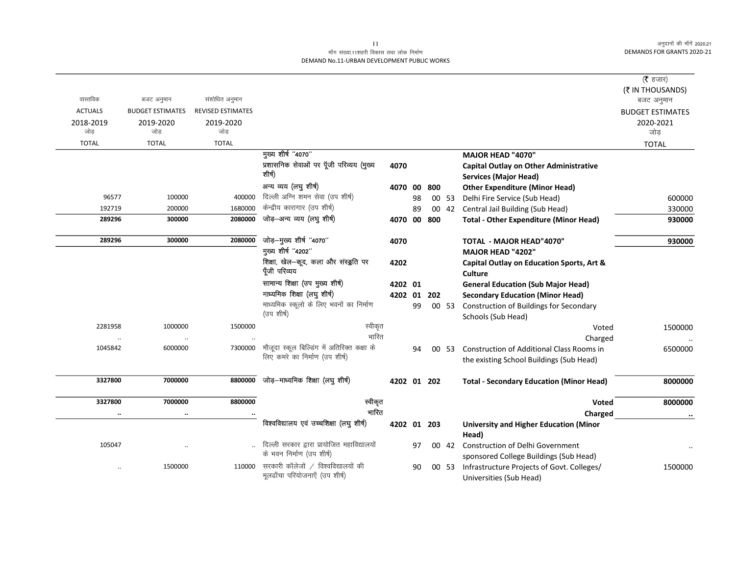मॉंग संख्या.11शहरी विकास तथा लोक निर्माण
DEMAND No.11-URBAN DEVELOPMENT PUBLIC WORKS

अनुदानों की मॉंगें 2020.21
DEMANDS FOR GRANTS 2020-21

(₹ हजार)
(₹ IN THOUSANDS)

| वास्तविक ACTUALS 2018-2019 जोड़ TOTAL | बजट अनुमान BUDGET ESTIMATES 2019-2020 जोड़ TOTAL | संशोधित अनुमान REVISED ESTIMATES 2019-2020 जोड़ TOTAL | | | | | | | बजट अनुमान BUDGET ESTIMATES 2020-2021 जोड़ TOTAL |
|---|---|---|---|---|---|---|---|---|---|
| | | | मुख्य शीर्ष ''4070'' | | | | | **MAJOR HEAD "4070"** | |
| | | | प्रशासनिक सेवाओं पर पूँजी परिव्यय (मुख्य शीर्ष) | 4070 | | | | **Capital Outlay on Other Administrative Services (Major Head)** | |
| | | | अन्य व्यय (लघु शीर्ष) | 4070 | 00 | 800 | | **Other Expenditure (Minor Head)** | |
| 96577 | 100000 | 400000 | दिल्ली अग्नि शमन सेवा (उप शीर्ष) | | 98 | 00 | 53 | Delhi Fire Service (Sub Head) | 600000 |
| 192719 | 200000 | 1680000 | केन्द्रीय कारागार (उप शीर्ष) | | 89 | 00 | 42 | Central Jail Building (Sub Head) | 330000 |
| **289296** | **300000** | **2080000** | जोड़–अन्य व्यय (लघु शीर्ष) | 4070 | 00 | 800 | | **Total - Other Expenditure (Minor Head)** | **930000** |
| **289296** | **300000** | **2080000** | जोड़–मुख्य शीर्ष ''4070'' | 4070 | | | | **TOTAL - MAJOR HEAD"4070"** | **930000** |
| | | | मुख्य शीर्ष ''4202'' | | | | | **MAJOR HEAD "4202"** | |
| | | | शिक्षा, खेल–कूद, कला और संस्कृति पर पूँजी परिव्यय | 4202 | | | | **Capital Outlay on Education Sports, Art & Culture** | |
| | | | सामान्य शिक्षा (उप मुख्य शीर्ष) | 4202 | 01 | | | **General Education (Sub Major Head)** | |
| | | | माध्यमिक शिक्षा (लघु शीर्ष) | 4202 | 01 | 202 | | **Secondary Education (Minor Head)** | |
| | | | माध्यमिक स्कूलो के लिए भवनों का निर्माण (उप शीर्ष) | | 99 | 00 | 53 | Construction of Buildings for Secondary Schools (Sub Head) | |
| 2281958 | 1000000 | 1500000 | स्वीकृत | | | | | Voted | 1500000 |
| .. | .. | .. | भारित | | | | | Charged | .. |
| 1045842 | 6000000 | 7300000 | मौजूदा स्कूल बिल्डिंग में अतिरिक्त कक्षा के लिए कमरे का निर्माण (उप शीर्ष) | | 94 | 00 | 53 | Construction of Additional Class Rooms in the existing School Buildings (Sub Head) | 6500000 |
| **3327800** | **7000000** | **8800000** | जोड़–माध्यमिक शिक्षा (लघु शीर्ष) | 4202 | 01 | 202 | | **Total - Secondary Education (Minor Head)** | **8000000** |
| **3327800** | **7000000** | **8800000** | स्वीकृत | | | | | **Voted** | **8000000** |
| **..** | **..** | **..** | भारित | | | | | **Charged** | **..** |
| | | | विश्वविद्यालय एवं उच्चशिक्षा (लघु शीर्ष) | 4202 | 01 | 203 | | **University and Higher Education (Minor Head)** | |
| 105047 | .. | .. | दिल्ली सरकार द्वारा प्रायोजित महाविद्यालयों के भवन निर्माण (उप शीर्ष) | | 97 | 00 | 42 | Construction of Delhi Government sponsored College Buildings (Sub Head) | .. |
| .. | 1500000 | 110000 | सरकारी कॉलेजों / विश्वविद्यालयों की मूलढाँचा परियोजनाएँ (उप शीर्ष) | | 90 | 00 | 53 | Infrastructure Projects of Govt. Colleges/ Universities (Sub Head) | 1500000 |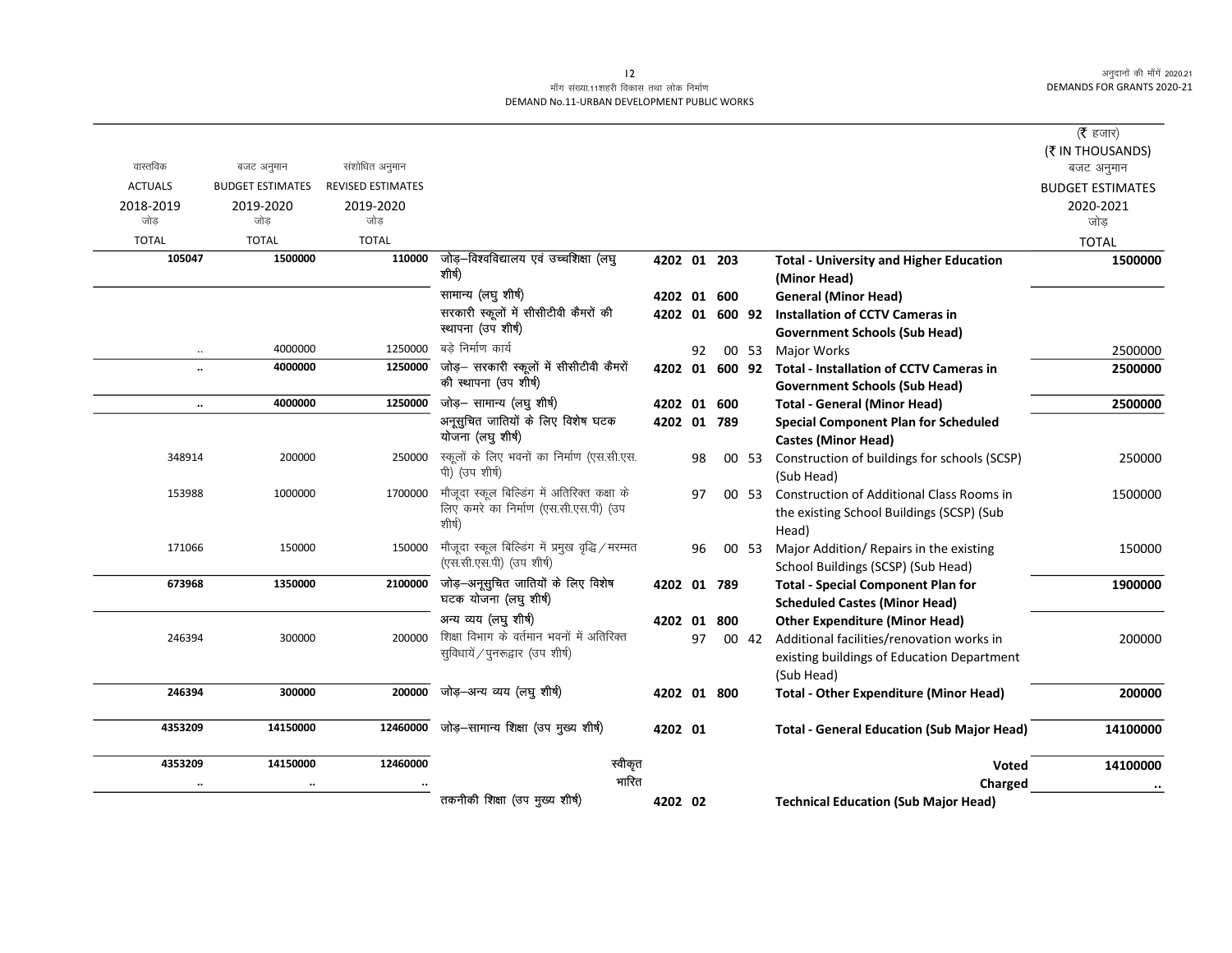माँग संख्या.11शहरी विकास तथा लोक निर्माण
DEMAND No.11-URBAN DEVELOPMENT PUBLIC WORKS

| वास्तविक ACTUALS 2018-2019 जोड़ TOTAL | बजट अनुमान BUDGET ESTIMATES 2019-2020 जोड़ TOTAL | संशोधित अनुमान REVISED ESTIMATES 2019-2020 जोड़ TOTAL | | | | | | | (₹ हजार) (₹ IN THOUSANDS) बजट अनुमान BUDGET ESTIMATES 2020-2021 जोड़ TOTAL |
|---|---|---|---|---|---|---|---|---|---|
| **105047** | **1500000** | **110000** | जोड़–विश्वविद्यालय एवं उच्चशिक्षा (लघु शीर्ष) | **4202** | **01** | **203** | | **Total - University and Higher Education (Minor Head)** | **1500000** |
| | | | सामान्य (लघु शीर्ष) | **4202** | **01** | **600** | | **General (Minor Head)** | |
| | | | सरकारी स्कूलों में सीसीटीवी कैमरों की स्थापना (उप शीर्ष) | **4202** | **01** | **600** | **92** | **Installation of CCTV Cameras in Government Schools (Sub Head)** | |
| .. | 4000000 | 1250000 | बड़े निर्माण कार्य | | 92 | 00 | 53 | Major Works | 2500000 |
| **..** | **4000000** | **1250000** | जोड़– सरकारी स्कूलों में सीसीटीवी कैमरों की स्थापना (उप शीर्ष) | **4202** | **01** | **600** | **92** | **Total - Installation of CCTV Cameras in Government Schools (Sub Head)** | **2500000** |
| **..** | **4000000** | **1250000** | जोड़– सामान्य (लघु शीर्ष) | **4202** | **01** | **600** | | **Total - General (Minor Head)** | **2500000** |
| | | | अनूसुचित जातियों के लिए विशेष घटक योजना (लघु शीर्ष) | **4202** | **01** | **789** | | **Special Component Plan for Scheduled Castes (Minor Head)** | |
| 348914 | 200000 | 250000 | स्कूलों के लिए भवनों का निर्माण (एस.सी.एस.पी) (उप शीर्ष) | | 98 | 00 | 53 | Construction of buildings for schools (SCSP) (Sub Head) | 250000 |
| 153988 | 1000000 | 1700000 | मौजूदा स्कूल बिल्डिंग में अतिरिक्त कक्षा के लिए कमरे का निर्माण (एस.सी.एस.पी) (उप शीर्ष) | | 97 | 00 | 53 | Construction of Additional Class Rooms in the existing School Buildings (SCSP) (Sub Head) | 1500000 |
| 171066 | 150000 | 150000 | मौजूदा स्कूल बिल्डिंग में प्रमुख वृद्धि/मरम्मत (एस.सी.एस.पी) (उप शीर्ष) | | 96 | 00 | 53 | Major Addition/ Repairs in the existing School Buildings (SCSP) (Sub Head) | 150000 |
| **673968** | **1350000** | **2100000** | जोड़–अनूसुचित जातियों के लिए विशेष घटक योजना (लघु शीर्ष) | **4202** | **01** | **789** | | **Total - Special Component Plan for Scheduled Castes (Minor Head)** | **1900000** |
| | | | अन्य व्यय (लघु शीर्ष) | **4202** | **01** | **800** | | **Other Expenditure (Minor Head)** | |
| 246394 | 300000 | 200000 | शिक्षा विभाग के वर्तमान भवनों में अतिरिक्त सुविधायें/पुनरूद्वार (उप शीर्ष) | | 97 | 00 | 42 | Additional facilities/renovation works in existing buildings of Education Department (Sub Head) | 200000 |
| **246394** | **300000** | **200000** | जोड़–अन्य व्यय (लघु शीर्ष) | **4202** | **01** | **800** | | **Total - Other Expenditure (Minor Head)** | **200000** |
| **4353209** | **14150000** | **12460000** | जोड़–सामान्य शिक्षा (उप मुख्य शीर्ष) | **4202** | **01** | | | **Total - General Education (Sub Major Head)** | **14100000** |
| **4353209** | **14150000** | **12460000** | स्वीकृत | | | | | **Voted** | **14100000** |
| **..** | **..** | **..** | भारित | | | | | **Charged** | **..** |
| | | | तकनीकी शिक्षा (उप मुख्य शीर्ष) | **4202** | **02** | | | **Technical Education (Sub Major Head)** | |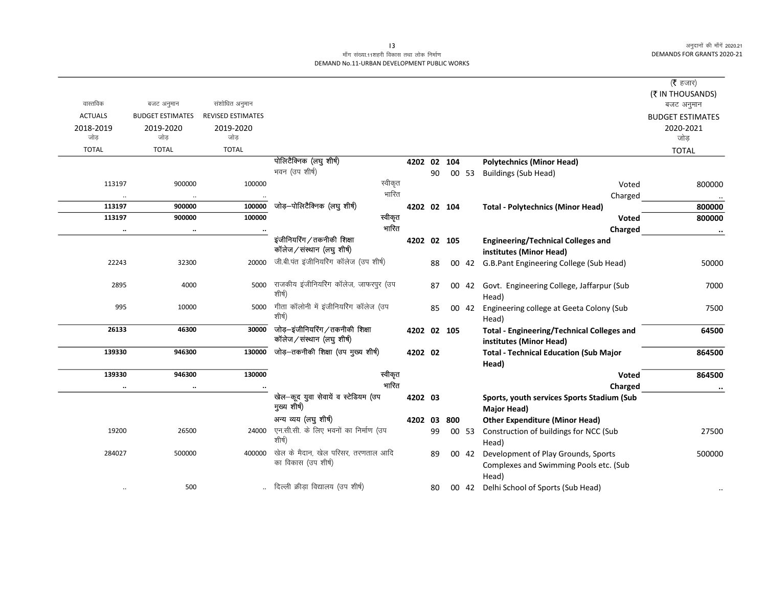मॉंग संख्या.11शहरी विकास तथा लोक निर्माण
DEMAND No.11-URBAN DEVELOPMENT PUBLIC WORKS

(₹ हजार)
(₹ IN THOUSANDS)

| वास्तविक ACTUALS 2018-2019 जोड़ TOTAL | बजट अनुमान BUDGET ESTIMATES 2019-2020 जोड़ TOTAL | संशोधित अनुमान REVISED ESTIMATES 2019-2020 जोड़ TOTAL | | | | | | | बजट अनुमान BUDGET ESTIMATES 2020-2021 जोड़ TOTAL |
|---|---|---|---|---|---|---|---|---|---|
| | | | पोलिटैक्निक (लघु शीर्ष) | 4202 | 02 | 104 | | **Polytechnics (Minor Head)** | |
| | | | भवन (उप शीर्ष) | | 90 | 00 | 53 | Buildings (Sub Head) | |
| 113197 | 900000 | 100000 | स्वीकृत | | | | | Voted | 800000 |
| .. | .. | .. | भारित | | | | | Charged | .. |
| **113197** | **900000** | **100000** | **जोड़–पोलिटैक्निक (लघु शीर्ष)** | **4202** | **02** | **104** | | **Total - Polytechnics (Minor Head)** | **800000** |
| **113197** | **900000** | **100000** | **स्वीकृत** | | | | | **Voted** | **800000** |
| **..** | **..** | **..** | **भारित** | | | | | **Charged** | **..** |
| | | | इंजीनियरिंग/तकनीकी शिक्षा कॉलेज/संस्थान (लघु शीर्ष) | 4202 | 02 | 105 | | **Engineering/Technical Colleges and institutes (Minor Head)** | |
| 22243 | 32300 | 20000 | जी.बी.पंत इंजीनियरिंग कॉलेज (उप शीर्ष) | | 88 | 00 | 42 | G.B.Pant Engineering College (Sub Head) | 50000 |
| 2895 | 4000 | 5000 | राजकीय इंजीनियरिंग कॉलेज, जाफरपुर (उप शीर्ष) | | 87 | 00 | 42 | Govt. Engineering College, Jaffarpur (Sub Head) | 7000 |
| 995 | 10000 | 5000 | गीता कॉलोनी में इंजीनियरिंग कॉलेज (उप शीर्ष) | | 85 | 00 | 42 | Engineering college at Geeta Colony (Sub Head) | 7500 |
| **26133** | **46300** | **30000** | **जोड़–इंजीनियरिंग/तकनीकी शिक्षा कॉलेज/संस्थान (लघु शीर्ष)** | **4202** | **02** | **105** | | **Total - Engineering/Technical Colleges and institutes (Minor Head)** | **64500** |
| **139330** | **946300** | **130000** | **जोड़–तकनीकी शिक्षा (उप मुख्य शीर्ष)** | **4202** | **02** | | | **Total - Technical Education (Sub Major Head)** | **864500** |
| **139330** | **946300** | **130000** | **स्वीकृत** | | | | | **Voted** | **864500** |
| **..** | **..** | **..** | **भारित** | | | | | **Charged** | **..** |
| | | | खेल–कूद युवा सेवायें व स्टेडियम (उप मुख्य शीर्ष) | 4202 | 03 | | | **Sports, youth services Sports Stadium (Sub Major Head)** | |
| | | | अन्य व्यय (लघु शीर्ष) | 4202 | 03 | 800 | | **Other Expenditure (Minor Head)** | |
| 19200 | 26500 | 24000 | एन.सी.सी. के लिए भवनों का निर्माण (उप शीर्ष) | | 99 | 00 | 53 | Construction of buildings for NCC (Sub Head) | 27500 |
| 284027 | 500000 | 400000 | खेल के मैदान, खेल परिसर, तरणताल आदि का विकास (उप शीर्ष) | | 89 | 00 | 42 | Development of Play Grounds, Sports Complexes and Swimming Pools etc. (Sub Head) | 500000 |
| .. | 500 | .. | दिल्ली क्रीड़ा विद्यालय (उप शीर्ष) | | 80 | 00 | 42 | Delhi School of Sports (Sub Head) | .. |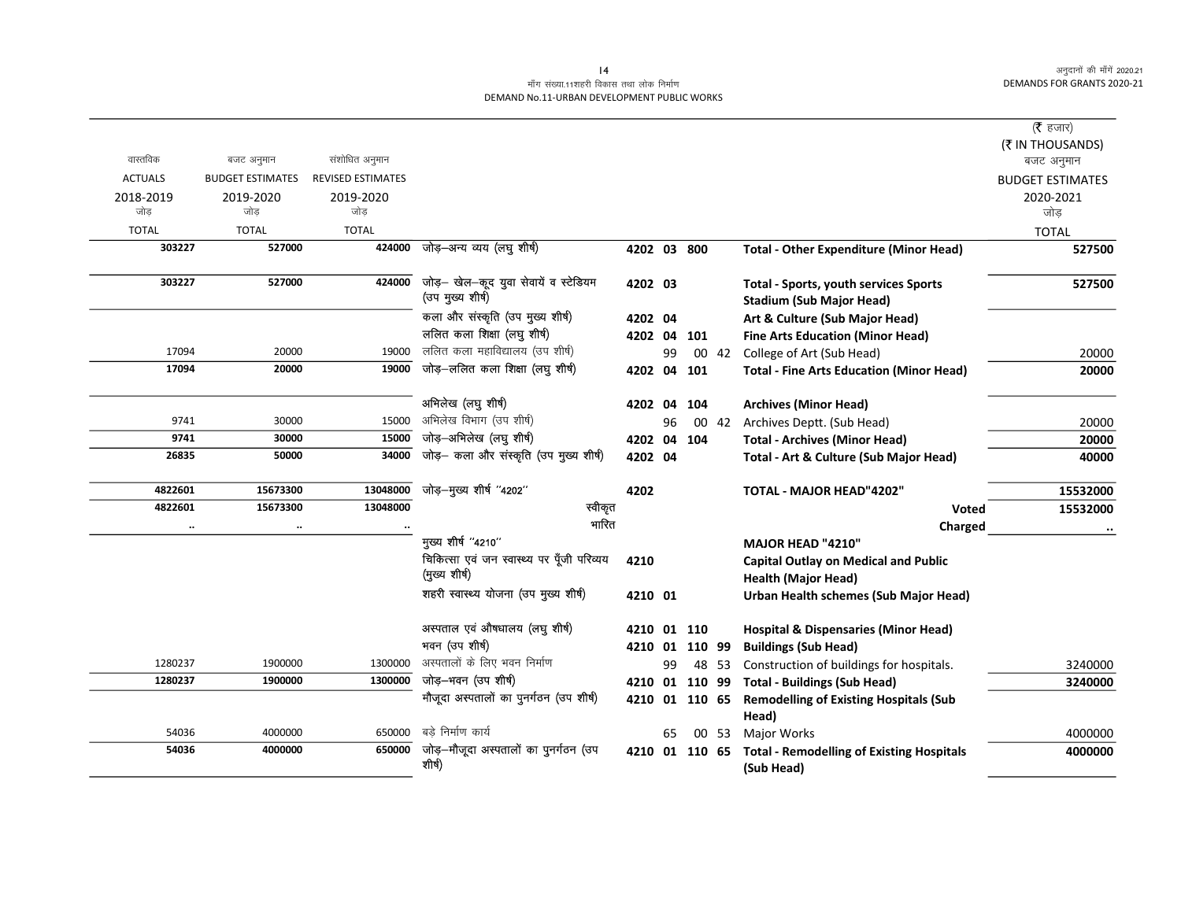माँग संख्या.11शहरी विकास तथा लोक निर्माण
DEMAND No.11-URBAN DEVELOPMENT PUBLIC WORKS

(₹ हजार)
(₹ IN THOUSANDS)

| वास्तविक ACTUALS 2018-2019 जोड़ TOTAL | बजट अनुमान BUDGET ESTIMATES 2019-2020 जोड़ TOTAL | संशोधित अनुमान REVISED ESTIMATES 2019-2020 जोड़ TOTAL | | | | | | | | बजट अनुमान BUDGET ESTIMATES 2020-2021 जोड़ TOTAL |
|---|---|---|---|---|---|---|---|---|---|---|
| 303227 | 527000 | 424000 | जोड़–अन्य व्यय (लघु शीर्ष) | 4202 | 03 | 800 | | | **Total - Other Expenditure (Minor Head)** | 527500 |
| 303227 | 527000 | 424000 | जोड़– खेल–कूद युवा सेवायें व स्टेडियम (उप मुख्य शीर्ष) | 4202 | 03 | | | | **Total - Sports, youth services Sports Stadium (Sub Major Head)** | 527500 |
| | | | कला और संस्कृति (उप मुख्य शीर्ष) | 4202 | 04 | | | | **Art & Culture (Sub Major Head)** | |
| | | | ललित कला शिक्षा (लघु शीर्ष) | 4202 | 04 | 101 | | | **Fine Arts Education (Minor Head)** | |
| 17094 | 20000 | 19000 | ललित कला महाविद्यालय (उप शीर्ष) | | | | 99 | 00 42 | College of Art (Sub Head) | 20000 |
| 17094 | 20000 | 19000 | जोड़–ललित कला शिक्षा (लघु शीर्ष) | 4202 | 04 | 101 | | | **Total - Fine Arts Education (Minor Head)** | 20000 |
| | | | अभिलेख (लघु शीर्ष) | 4202 | 04 | 104 | | | **Archives (Minor Head)** | |
| 9741 | 30000 | 15000 | अभिलेख विभाग (उप शीर्ष) | | | | 96 | 00 42 | Archives Deptt. (Sub Head) | 20000 |
| 9741 | 30000 | 15000 | जोड़–अभिलेख (लघु शीर्ष) | 4202 | 04 | 104 | | | **Total - Archives (Minor Head)** | 20000 |
| 26835 | 50000 | 34000 | जोड़– कला और संस्कृति (उप मुख्य शीर्ष) | 4202 | 04 | | | | **Total - Art & Culture (Sub Major Head)** | 40000 |
| 4822601 | 15673300 | 13048000 | जोड़–मुख्य शीर्ष ''4202'' | 4202 | | | | | **TOTAL - MAJOR HEAD"4202"** | 15532000 |
| 4822601 | 15673300 | 13048000 | स्वीकृत | | | | | | **Voted** | 15532000 |
| .. | .. | .. | भारित | | | | | | **Charged** | .. |
| | | | मुख्य शीर्ष ''4210'' | | | | | | **MAJOR HEAD "4210"** | |
| | | | चिकित्सा एवं जन स्वास्थ्य पर पूँजी परिव्यय (मुख्य शीर्ष) | 4210 | | | | | **Capital Outlay on Medical and Public Health (Major Head)** | |
| | | | शहरी स्वास्थ्य योजना (उप मुख्य शीर्ष) | 4210 | 01 | | | | **Urban Health schemes (Sub Major Head)** | |
| | | | अस्पताल एवं औषधालय (लघु शीर्ष) | 4210 | 01 | 110 | | | **Hospital & Dispensaries (Minor Head)** | |
| | | | भवन (उप शीर्ष) | 4210 | 01 | 110 | 99 | | **Buildings (Sub Head)** | |
| 1280237 | 1900000 | 1300000 | अस्पतालों के लिए भवन निर्माण | | | | 99 | 48 53 | Construction of buildings for hospitals. | 3240000 |
| 1280237 | 1900000 | 1300000 | जोड़–भवन (उप शीर्ष) | 4210 | 01 | 110 | 99 | | **Total - Buildings (Sub Head)** | 3240000 |
| | | | मौजूदा अस्पतालों का पुनर्गठन (उप शीर्ष) | 4210 | 01 | 110 | 65 | | **Remodelling of Existing Hospitals (Sub Head)** | |
| 54036 | 4000000 | 650000 | बड़े निर्माण कार्य | | | | 65 | 00 53 | Major Works | 4000000 |
| 54036 | 4000000 | 650000 | जोड़–मौजूदा अस्पतालों का पुनर्गठन (उप शीर्ष) | 4210 | 01 | 110 | 65 | | **Total - Remodelling of Existing Hospitals (Sub Head)** | 4000000 |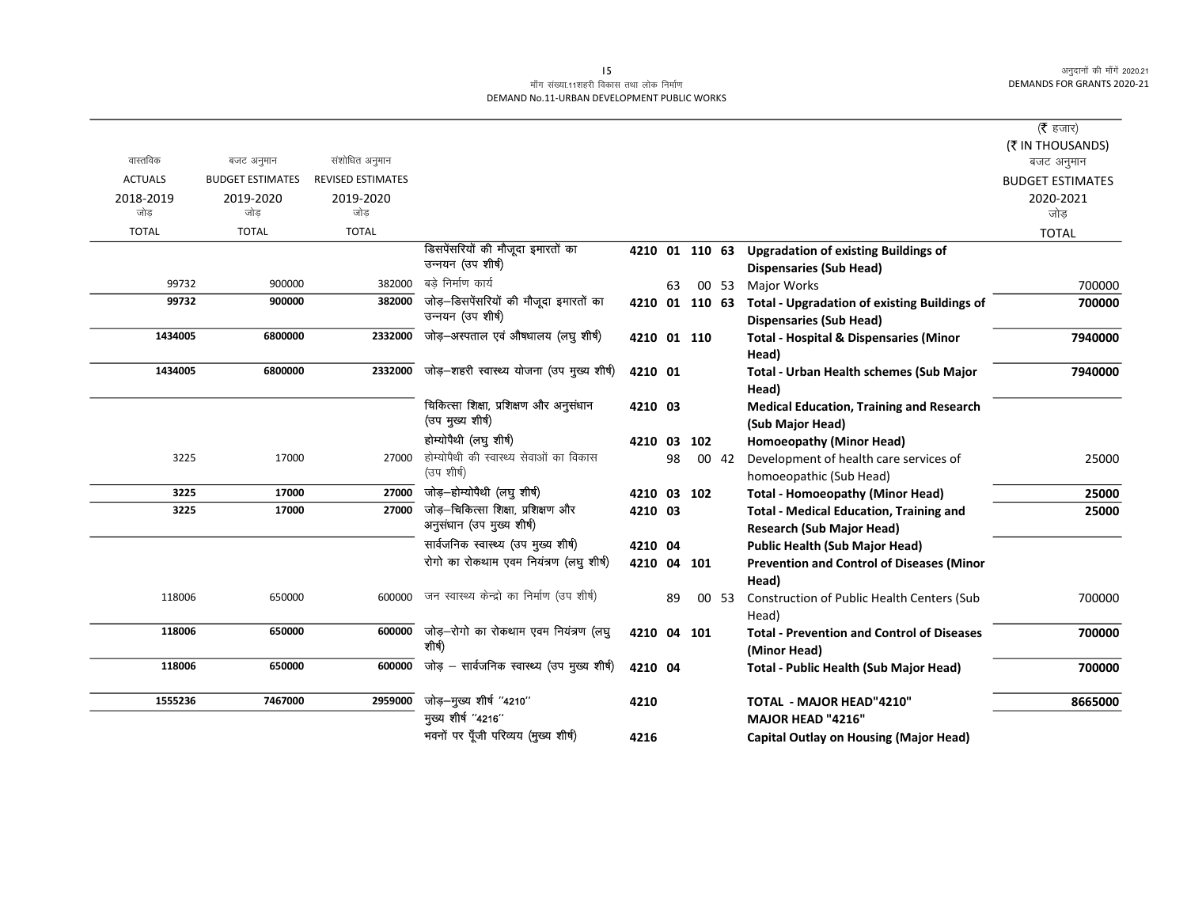माँग संख्या.11शहरी विकास तथा लोक निर्माण
DEMAND No.11-URBAN DEVELOPMENT PUBLIC WORKS

| वास्तविक ACTUALS 2018-2019 जोड़ TOTAL | बजट अनुमान BUDGET ESTIMATES 2019-2020 जोड़ TOTAL | संशोधित अनुमान REVISED ESTIMATES 2019-2020 जोड़ TOTAL | | | | | | | (₹ हजार) (₹ IN THOUSANDS) बजट अनुमान BUDGET ESTIMATES 2020-2021 जोड़ TOTAL |
|---|---|---|---|---|---|---|---|---|---|
| | | | डिसपेंसरियों की मौजूदा इमारतों का उन्नयन (उप शीर्ष) | 4210 | 01 | 110 | 63 | Upgradation of existing Buildings of Dispensaries (Sub Head) | |
| 99732 | 900000 | 382000 | बड़े निर्माण कार्य | | 63 | 00 | 53 | Major Works | 700000 |
| **99732** | **900000** | **382000** | **जोड़–डिसपेंसरियों की मौजूदा इमारतों का उन्नयन (उप शीर्ष)** | **4210** | **01** | **110** | **63** | **Total - Upgradation of existing Buildings of Dispensaries (Sub Head)** | **700000** |
| **1434005** | **6800000** | **2332000** | **जोड़–अस्पताल एवं औषधालय (लघु शीर्ष)** | **4210** | **01** | **110** | | **Total - Hospital & Dispensaries (Minor Head)** | **7940000** |
| **1434005** | **6800000** | **2332000** | **जोड़–शहरी स्वास्थ्य योजना (उप मुख्य शीर्ष)** | **4210** | **01** | | | **Total - Urban Health schemes (Sub Major Head)** | **7940000** |
| | | | **चिकित्सा शिक्षा, प्रशिक्षण और अनुसंधान (उप मुख्य शीर्ष)** | **4210** | **03** | | | **Medical Education, Training and Research (Sub Major Head)** | |
| | | | **होम्योपैथी (लघु शीर्ष)** | **4210** | **03** | **102** | | **Homoeopathy (Minor Head)** | |
| 3225 | 17000 | 27000 | होम्योपैथी की स्वास्थ्य सेवाओं का विकास (उप शीर्ष) | | 98 | 00 | 42 | Development of health care services of homoeopathic (Sub Head) | 25000 |
| **3225** | **17000** | **27000** | **जोड़–होम्योपैथी (लघु शीर्ष)** | **4210** | **03** | **102** | | **Total - Homoeopathy (Minor Head)** | **25000** |
| **3225** | **17000** | **27000** | **जोड़–चिकित्सा शिक्षा, प्रशिक्षण और अनुसंधान (उप मुख्य शीर्ष)** | **4210** | **03** | | | **Total - Medical Education, Training and Research (Sub Major Head)** | **25000** |
| | | | **सार्वजनिक स्वास्थ्य (उप मुख्य शीर्ष)** | **4210** | **04** | | | **Public Health (Sub Major Head)** | |
| | | | **रोगो का रोकथाम एवम नियंत्रण (लघु शीर्ष)** | **4210** | **04** | **101** | | **Prevention and Control of Diseases (Minor Head)** | |
| 118006 | 650000 | 600000 | जन स्वास्थ्य केन्द्रो का निर्माण (उप शीर्ष) | | 89 | 00 | 53 | Construction of Public Health Centers (Sub Head) | 700000 |
| **118006** | **650000** | **600000** | **जोड़–रोगो का रोकथाम एवम नियंत्रण (लघु शीर्ष)** | **4210** | **04** | **101** | | **Total - Prevention and Control of Diseases (Minor Head)** | **700000** |
| **118006** | **650000** | **600000** | **जोड़ – सार्वजनिक स्वास्थ्य (उप मुख्य शीर्ष)** | **4210** | **04** | | | **Total - Public Health (Sub Major Head)** | **700000** |
| **1555236** | **7467000** | **2959000** | **जोड़–मुख्य शीर्ष "4210"** | **4210** | | | | **TOTAL - MAJOR HEAD"4210"** | **8665000** |
| | | | **मुख्य शीर्ष "4216"** | | | | | **MAJOR HEAD "4216"** | |
| | | | **भवनों पर पूँजी परिव्यय (मुख्य शीर्ष)** | **4216** | | | | **Capital Outlay on Housing (Major Head)** | |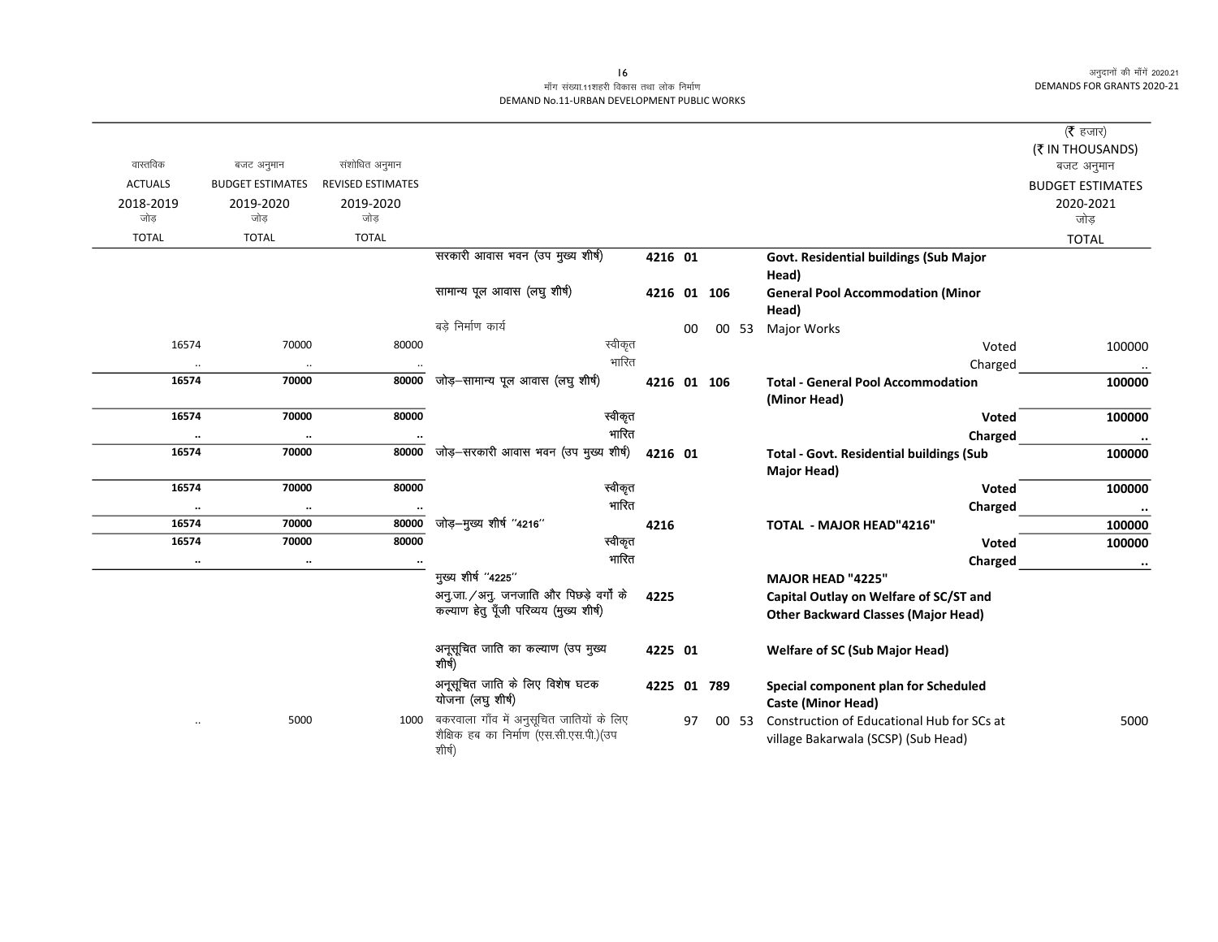मॉंग संख्या.11शहरी विकास तथा लोक निर्माण
DEMAND No.11-URBAN DEVELOPMENT PUBLIC WORKS

(₹ हजार)
(₹ IN THOUSANDS)

| वास्तविक ACTUALS 2018-2019 जोड़ TOTAL | बजट अनुमान BUDGET ESTIMATES 2019-2020 जोड़ TOTAL | संशोधित अनुमान REVISED ESTIMATES 2019-2020 जोड़ TOTAL | | | | | | | बजट अनुमान BUDGET ESTIMATES 2020-2021 जोड़ TOTAL |
|---|---|---|---|---|---|---|---|---|---|
| | | | सरकारी आवास भवन (उप मुख्य शीर्ष) | 4216 | 01 | | | Govt. Residential buildings (Sub Major Head) | |
| | | | सामान्य पूल आवास (लघु शीर्ष) | 4216 | 01 | 106 | | General Pool Accommodation (Minor Head) | |
| | | | बड़े निर्माण कार्य | | 00 | 00 | 53 | Major Works | |
| 16574 | 70000 | 80000 | स्वीकृत | | | | | Voted | 100000 |
| .. | .. | .. | भारित | | | | | Charged | .. |
| **16574** | **70000** | **80000** | जोड़–सामान्य पूल आवास (लघु शीर्ष) | 4216 | 01 | 106 | | **Total - General Pool Accommodation (Minor Head)** | **100000** |
| **16574** | **70000** | **80000** | स्वीकृत | | | | | **Voted** | **100000** |
| **..** | **..** | **..** | भारित | | | | | **Charged** | **..** |
| **16574** | **70000** | **80000** | जोड़–सरकारी आवास भवन (उप मुख्य शीर्ष) | 4216 | 01 | | | **Total - Govt. Residential buildings (Sub Major Head)** | **100000** |
| **16574** | **70000** | **80000** | स्वीकृत | | | | | **Voted** | **100000** |
| **..** | **..** | **..** | भारित | | | | | **Charged** | **..** |
| **16574** | **70000** | **80000** | जोड़–मुख्य शीर्ष "4216" | 4216 | | | | **TOTAL - MAJOR HEAD"4216"** | **100000** |
| **16574** | **70000** | **80000** | स्वीकृत | | | | | **Voted** | **100000** |
| **..** | **..** | **..** | भारित | | | | | **Charged** | **..** |
| | | | मुख्य शीर्ष "4225" | | | | | **MAJOR HEAD "4225"** | |
| | | | अनु.जा./अनु. जनजाति और पिछड़े वर्गों के कल्याण हेतु पूँजी परिव्यय (मुख्य शीर्ष) | 4225 | | | | **Capital Outlay on Welfare of SC/ST and Other Backward Classes (Major Head)** | |
| | | | अनूसूचित जाति का कल्याण (उप मुख्य शीर्ष) | 4225 | 01 | | | **Welfare of SC (Sub Major Head)** | |
| | | | अनूसूचित जाति के लिए विशेष घटक योजना (लघु शीर्ष) | 4225 | 01 | 789 | | **Special component plan for Scheduled Caste (Minor Head)** | |
| .. | 5000 | 1000 | बकरवाला गाँव में अनुसूचित जातियों के लिए शैक्षिक हब का निर्माण (एस.सी.एस.पी.)(उप शीर्ष) | | 97 | 00 | 53 | Construction of Educational Hub for SCs at village Bakarwala (SCSP) (Sub Head) | 5000 |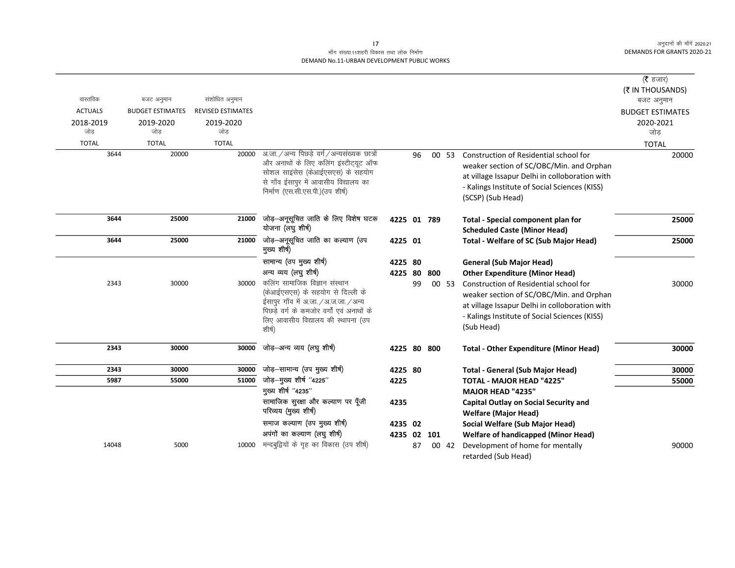मॉंग संख्या.11शहरी विकास तथा लोक निर्माण
DEMAND No.11-URBAN DEVELOPMENT PUBLIC WORKS

| वास्तविक ACTUALS 2018-2019 जोड़ TOTAL | बजट अनुमान BUDGET ESTIMATES 2019-2020 जोड़ TOTAL | संशोधित अनुमान REVISED ESTIMATES 2019-2020 जोड़ TOTAL | | | | | | | (₹ हजार) (₹ IN THOUSANDS) बजट अनुमान BUDGET ESTIMATES 2020-2021 जोड़ TOTAL |
|---|---|---|---|---|---|---|---|---|---|
| 3644 | 20000 | 20000 | अ.जा./अन्य पिछड़े वर्ग/अन्यसंख्यक छात्रों और अनाथों के लिए कलिंग इंस्टीट्यूट ऑफ सोशल साइंसेस् (केआईएसएस) के सहयोग से गॉंव ईसापुर में आवासीय विद्यालय का निर्माण (एस.सी.एस.पी.)(उप शीर्ष) | | 96 | 00 | 53 | Construction of Residential school for weaker section of SC/OBC/Min. and Orphan at village Issapur Delhi in colloboration with - Kalings Institute of Social Sciences (KISS) (SCSP) (Sub Head) | 20000 |
| **3644** | **25000** | **21000** | जोड़–अनूसूचित जाति के लिए विशेष घटक योजना (लघु शीर्ष) | **4225** | **01** | **789** | | **Total - Special component plan for Scheduled Caste (Minor Head)** | **25000** |
| **3644** | **25000** | **21000** | जोड़–अनूसूचित जाति का कल्याण (उप मुख्य शीर्ष) | **4225** | **01** | | | **Total - Welfare of SC (Sub Major Head)** | **25000** |
| | | | सामान्य (उप मुख्य शीर्ष) | **4225** | **80** | | | **General (Sub Major Head)** | |
| | | | अन्य व्यय (लघु शीर्ष) | **4225** | **80** | **800** | | **Other Expenditure (Minor Head)** | |
| 2343 | 30000 | 30000 | कलिंग सामाजिक विज्ञान संस्थान (केआईएसएस) के सहयोग से दिल्ली के ईसापुर गॉंव में अ.जा./अ.ज.जा./अन्य पिछड़े वर्ग के कमजोर वर्गों एवं अनाथों के लिए आवासीय विद्यालय की स्थापना (उप शीर्ष) | | 99 | 00 | 53 | Construction of Residential school for weaker section of SC/OBC/Min. and Orphan at village Issapur Delhi in colloboration with - Kalings Institute of Social Sciences (KISS) (Sub Head) | 30000 |
| **2343** | **30000** | **30000** | जोड़–अन्य व्यय (लघु शीर्ष) | **4225** | **80** | **800** | | **Total - Other Expenditure (Minor Head)** | **30000** |
| **2343** | **30000** | **30000** | जोड़–सामान्य (उप मुख्य शीर्ष) | **4225** | **80** | | | **Total - General (Sub Major Head)** | **30000** |
| **5987** | **55000** | **51000** | जोड़–मुख्य शीर्ष "4225" | **4225** | | | | **TOTAL - MAJOR HEAD "4225"** | **55000** |
| | | | मुख्य शीर्ष "4235" | | | | | **MAJOR HEAD "4235"** | |
| | | | सामाजिक सुरक्षा और कल्याण पर पूँजी परिव्यय (मुख्य शीर्ष) | **4235** | | | | **Capital Outlay on Social Security and Welfare (Major Head)** | |
| | | | समाज कल्याण (उप मुख्य शीर्ष) | **4235** | **02** | | | **Social Welfare (Sub Major Head)** | |
| | | | अपंगों का कल्याण (लघु शीर्ष) | **4235** | **02** | **101** | | **Welfare of handicapped (Minor Head)** | |
| 14048 | 5000 | 10000 | मन्दबुद्वियों के गृह का विकास (उप शीर्ष) | | 87 | 00 | 42 | Development of home for mentally retarded (Sub Head) | 90000 |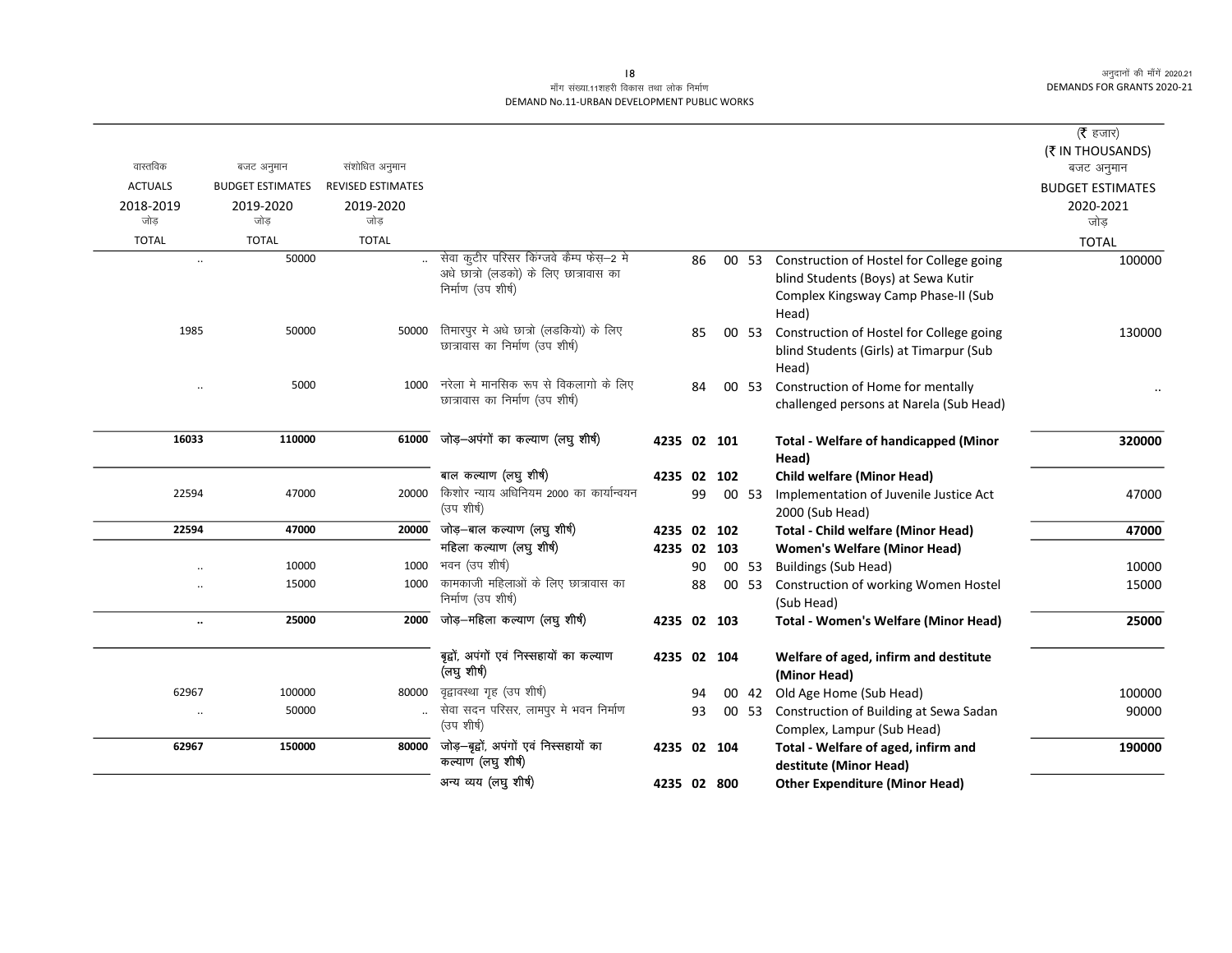| वास्तविक ACTUALS 2018-2019 जोड़ TOTAL | बजट अनुमान BUDGET ESTIMATES 2019-2020 जोड़ TOTAL | संशोधित अनुमान REVISED ESTIMATES 2019-2020 जोड़ TOTAL | | | | | | | (₹ हजार) (₹ IN THOUSANDS) बजट अनुमान BUDGET ESTIMATES 2020-2021 जोड़ TOTAL |
|---|---|---|---|---|---|---|---|---|---|
| .. | 50000 | .. | सेवा कुटीर परिसर किंग्जवे कैम्प फेस–2 मे अंधे छात्रो (लडको) के लिए छात्रावास का निर्माण (उप शीर्ष) | | 86 | 00 | 53 | Construction of Hostel for College going blind Students (Boys) at Sewa Kutir Complex Kingsway Camp Phase-II (Sub Head) | 100000 |
| 1985 | 50000 | 50000 | तिमारपुर मे अंधे छात्रो (लडकियो) के लिए छात्रावास का निर्माण (उप शीर्ष) | | 85 | 00 | 53 | Construction of Hostel for College going blind Students (Girls) at Timarpur (Sub Head) | 130000 |
| .. | 5000 | 1000 | नरेला मे मानसिक रूप से विकलागो के लिए छात्रावास का निर्माण (उप शीर्ष) | | 84 | 00 | 53 | Construction of Home for mentally challenged persons at Narela (Sub Head) | .. |
| **16033** | **110000** | **61000** | **जोड़–अपंगों का कल्याण (लघु शीर्ष)** | **4235** | **02** | **101** | | **Total - Welfare of handicapped (Minor Head)** | **320000** |
| | | | **बाल कल्याण (लघु शीर्ष)** | **4235** | **02** | **102** | | **Child welfare (Minor Head)** | |
| 22594 | 47000 | 20000 | किशोर न्याय अधिनियम 2000 का कार्यान्वयन (उप शीर्ष) | | 99 | 00 | 53 | Implementation of Juvenile Justice Act 2000 (Sub Head) | 47000 |
| **22594** | **47000** | **20000** | **जोड़–बाल कल्याण (लघु शीर्ष)** | **4235** | **02** | **102** | | **Total - Child welfare (Minor Head)** | **47000** |
| | | | **महिला कल्याण (लघु शीर्ष)** | **4235** | **02** | **103** | | **Women's Welfare (Minor Head)** | |
| .. | 10000 | 1000 | भवन (उप शीर्ष) | | 90 | 00 | 53 | Buildings (Sub Head) | 10000 |
| .. | 15000 | 1000 | कामकाजी महिलाओं के लिए छात्रावास का निर्माण (उप शीर्ष) | | 88 | 00 | 53 | Construction of working Women Hostel (Sub Head) | 15000 |
| **..** | **25000** | **2000** | **जोड़–महिला कल्याण (लघु शीर्ष)** | **4235** | **02** | **103** | | **Total - Women's Welfare (Minor Head)** | **25000** |
| | | | **वृद्वों, अपंगों एवं निस्सहायों का कल्याण (लघु शीर्ष)** | **4235** | **02** | **104** | | **Welfare of aged, infirm and destitute (Minor Head)** | |
| 62967 | 100000 | 80000 | वृद्वावस्था गृह (उप शीर्ष) | | 94 | 00 | 42 | Old Age Home (Sub Head) | 100000 |
| .. | 50000 | .. | सेवा सदन परिसर, लामपुर मे भवन निर्माण (उप शीर्ष) | | 93 | 00 | 53 | Construction of Building at Sewa Sadan Complex, Lampur (Sub Head) | 90000 |
| **62967** | **150000** | **80000** | **जोड़–वृद्वों, अपंगों एवं निस्सहायों का कल्याण (लघु शीर्ष)** | **4235** | **02** | **104** | | **Total - Welfare of aged, infirm and destitute (Minor Head)** | **190000** |
| | | | **अन्य व्यय (लघु शीर्ष)** | **4235** | **02** | **800** | | **Other Expenditure (Minor Head)** | |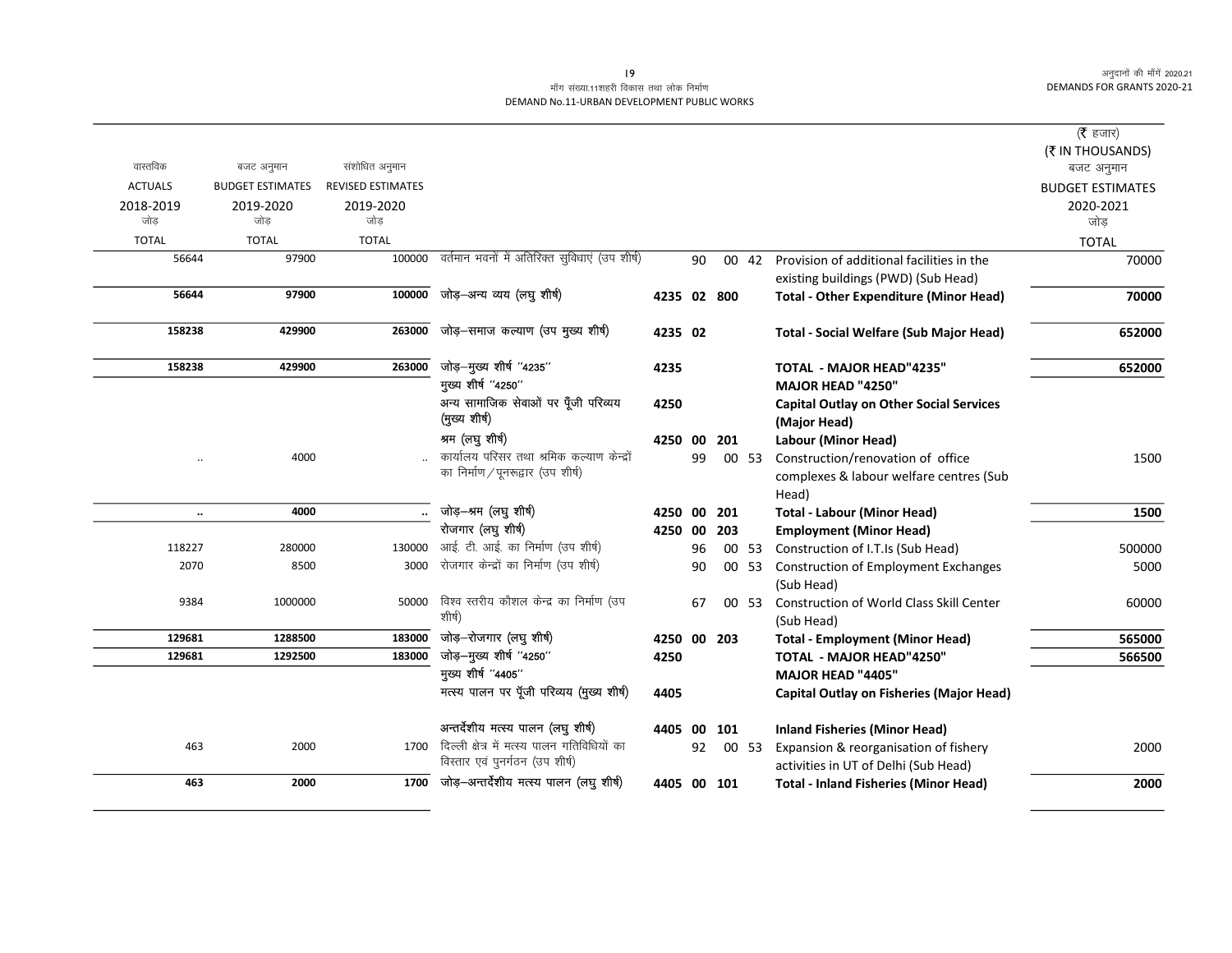मॉंग संख्या.11शहरी विकास तथा लोक निर्माण
DEMAND No.11-URBAN DEVELOPMENT PUBLIC WORKS

| वास्तविक ACTUALS 2018-2019 जोड़ TOTAL | बजट अनुमान BUDGET ESTIMATES 2019-2020 जोड़ TOTAL | संशोधित अनुमान REVISED ESTIMATES 2019-2020 जोड़ TOTAL | | | | | | | (₹ हजार) (₹ IN THOUSANDS) बजट अनुमान BUDGET ESTIMATES 2020-2021 जोड़ TOTAL |
|---|---|---|---|---|---|---|---|---|---|
| 56644 | 97900 | 100000 | वर्तमान भवनों में अतिरिक्त सुविधाएं (उप शीर्ष) | | 90 | 00 | 42 | Provision of additional facilities in the existing buildings (PWD) (Sub Head) | 70000 |
| **56644** | **97900** | **100000** | जोड़–अन्य व्यय (लघु शीर्ष) | 4235 | 02 | 800 | | **Total - Other Expenditure (Minor Head)** | **70000** |
| **158238** | **429900** | **263000** | जोड़–समाज कल्याण (उप मुख्य शीर्ष) | 4235 | 02 | | | **Total - Social Welfare (Sub Major Head)** | **652000** |
| **158238** | **429900** | **263000** | जोड़–मुख्य शीर्ष "4235" | 4235 | | | | **TOTAL - MAJOR HEAD"4235"** | **652000** |
| | | | मुख्य शीर्ष "4250" | | | | | **MAJOR HEAD "4250"** | |
| | | | अन्य सामाजिक सेवाओं पर पूँजी परिव्यय (मुख्य शीर्ष) | 4250 | | | | **Capital Outlay on Other Social Services (Major Head)** | |
| | | | श्रम (लघु शीर्ष) | 4250 | 00 | 201 | | **Labour (Minor Head)** | |
| .. | 4000 | .. | कार्यालय परिसर तथा श्रमिक कल्याण केन्द्रों का निर्माण/पुनरूद्वार (उप शीर्ष) | | 99 | 00 | 53 | Construction/renovation of office complexes & labour welfare centres (Sub Head) | 1500 |
| **..** | **4000** | **..** | जोड़–श्रम (लघु शीर्ष) | 4250 | 00 | 201 | | **Total - Labour (Minor Head)** | **1500** |
| | | | रोजगार (लघु शीर्ष) | 4250 | 00 | 203 | | **Employment (Minor Head)** | |
| 118227 | 280000 | 130000 | आई. टी. आई. का निर्माण (उप शीर्ष) | | 96 | 00 | 53 | Construction of I.T.Is (Sub Head) | 500000 |
| 2070 | 8500 | 3000 | रोजगार केन्द्रों का निर्माण (उप शीर्ष) | | 90 | 00 | 53 | Construction of Employment Exchanges (Sub Head) | 5000 |
| 9384 | 1000000 | 50000 | विश्व स्तरीय कौशल केन्द्र का निर्माण (उप शीर्ष) | | 67 | 00 | 53 | Construction of World Class Skill Center (Sub Head) | 60000 |
| **129681** | **1288500** | **183000** | जोड़–रोजगार (लघु शीर्ष) | 4250 | 00 | 203 | | **Total - Employment (Minor Head)** | **565000** |
| **129681** | **1292500** | **183000** | जोड़–मुख्य शीर्ष "4250" | 4250 | | | | **TOTAL - MAJOR HEAD"4250"** | **566500** |
| | | | मुख्य शीर्ष "4405" | | | | | **MAJOR HEAD "4405"** | |
| | | | मत्स्य पालन पर पूँजी परिव्यय (मुख्य शीर्ष) | 4405 | | | | **Capital Outlay on Fisheries (Major Head)** | |
| | | | अन्तर्देशीय मत्स्य पालन (लघु शीर्ष) | 4405 | 00 | 101 | | **Inland Fisheries (Minor Head)** | |
| 463 | 2000 | 1700 | दिल्ली क्षेत्र में मत्स्य पालन गतिविधियों का विस्तार एवं पुनर्गठन (उप शीर्ष) | | 92 | 00 | 53 | Expansion & reorganisation of fishery activities in UT of Delhi (Sub Head) | 2000 |
| **463** | **2000** | **1700** | जोड़–अन्तर्देशीय मत्स्य पालन (लघु शीर्ष) | 4405 | 00 | 101 | | **Total - Inland Fisheries (Minor Head)** | **2000** |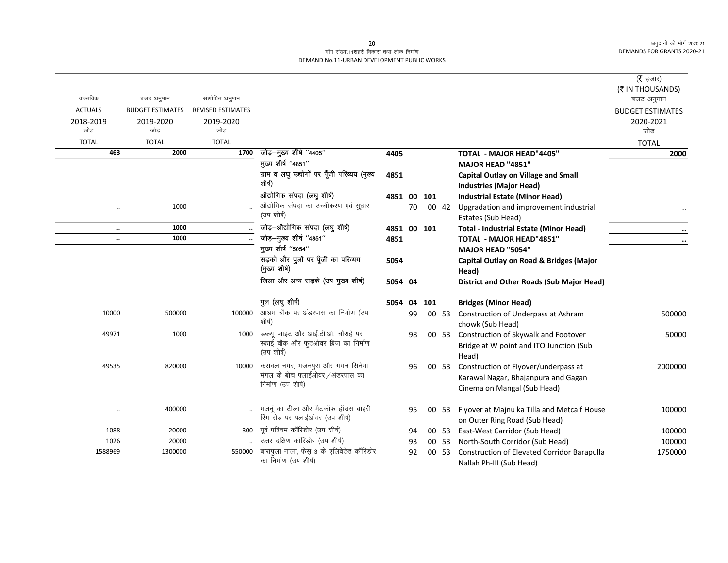मॉंग संख्या.11शहरी विकास तथा लोक निर्माण
DEMAND No.11-URBAN DEVELOPMENT PUBLIC WORKS

अनुदानों की मॉंगें 2020.21
DEMANDS FOR GRANTS 2020-21

(₹ हजार)
(₹ IN THOUSANDS)

| वास्तविक ACTUALS 2018-2019 जोड़ TOTAL | बजट अनुमान BUDGET ESTIMATES 2019-2020 जोड़ TOTAL | संशोधित अनुमान REVISED ESTIMATES 2019-2020 जोड़ TOTAL | | | | | | | | बजट अनुमान BUDGET ESTIMATES 2020-2021 जोड़ TOTAL |
|---|---|---|---|---|---|---|---|---|---|---|
| **463** | **2000** | **1700** | जोड़–मुख्य शीर्ष ''4405'' | **4405** | | | | | **TOTAL - MAJOR HEAD"4405"** | **2000** |
| | | | मुख्य शीर्ष ''4851'' | | | | | | **MAJOR HEAD "4851"** | |
| | | | ग्राम व लघु उद्योगों पर पूँजी परिव्यय (मुख्य शीर्ष) | **4851** | | | | | **Capital Outlay on Village and Small Industries (Major Head)** | |
| | | | औद्योगिक संपदा (लघु शीर्ष) | **4851** | **00** | **101** | | | **Industrial Estate (Minor Head)** | |
| .. | 1000 | .. | औद्योगिक संपदा का उच्चीकरण एवं सुधार (उप शीर्ष) | | 70 | | 00 | 42 | Upgradation and improvement industrial Estates (Sub Head) | .. |
| **..** | **1000** | **..** | जोड़–औद्योगिक संपदा (लघु शीर्ष) | **4851** | **00** | **101** | | | **Total - Industrial Estate (Minor Head)** | **..** |
| **..** | **1000** | **..** | जोड़–मुख्य शीर्ष ''4851'' | **4851** | | | | | **TOTAL - MAJOR HEAD"4851"** | **..** |
| | | | मुख्य शीर्ष ''5054'' | | | | | | **MAJOR HEAD "5054"** | |
| | | | सड़को और पुलों पर पूँजी का परिव्यय (मुख्य शीर्ष) | **5054** | | | | | **Capital Outlay on Road & Bridges (Major Head)** | |
| | | | जिला और अन्य सड़के (उप मुख्य शीर्ष) | **5054** | **04** | | | | **District and Other Roads (Sub Major Head)** | |
| | | | पुल (लघु शीर्ष) | **5054** | **04** | **101** | | | **Bridges (Minor Head)** | |
| 10000 | 500000 | 100000 | आश्रम चौक पर अंडरपास का निर्माण (उप शीर्ष) | | 99 | | 00 | 53 | Construction of Underpass at Ashram chowk (Sub Head) | 500000 |
| 49971 | 1000 | 1000 | डब्ल्यू प्वाइंट और आई.टी.ओ. चौराहे पर स्काई वॉक और फुटओवर ब्रिज का निर्माण (उप शीर्ष) | | 98 | | 00 | 53 | Construction of Skywalk and Footover Bridge at W point and ITO Junction (Sub Head) | 50000 |
| 49535 | 820000 | 10000 | करावल नगर, भजनपुरा और गगन सिनेमा मंगल के बीच फ्लाईओवर / अंडरपास का निर्माण (उप शीर्ष) | | 96 | | 00 | 53 | Construction of Flyover/underpass at Karawal Nagar, Bhajanpura and Gagan Cinema on Mangal (Sub Head) | 2000000 |
| .. | 400000 | .. | मजनूं का टीला और मैटकॉफ हॉउस बाहरी रिंग रोड पर फ्लाईओवर (उप शीर्ष) | | 95 | | 00 | 53 | Flyover at Majnu ka Tilla and Metcalf House on Outer Ring Road (Sub Head) | 100000 |
| 1088 | 20000 | 300 | पूर्व पश्चिम कॉरिडोर (उप शीर्ष) | | 94 | | 00 | 53 | East-West Carridor (Sub Head) | 100000 |
| 1026 | 20000 | .. | उत्तर दक्षिण कॉरिडोर (उप शीर्ष) | | 93 | | 00 | 53 | North-South Corridor (Sub Head) | 100000 |
| 1588969 | 1300000 | 550000 | बारापुला नाला, फेस 3 के एलिवेटेड कॉरिडोर का निर्माण (उप शीर्ष) | | 92 | | 00 | 53 | Construction of Elevated Corridor Barapulla Nallah Ph-III (Sub Head) | 1750000 |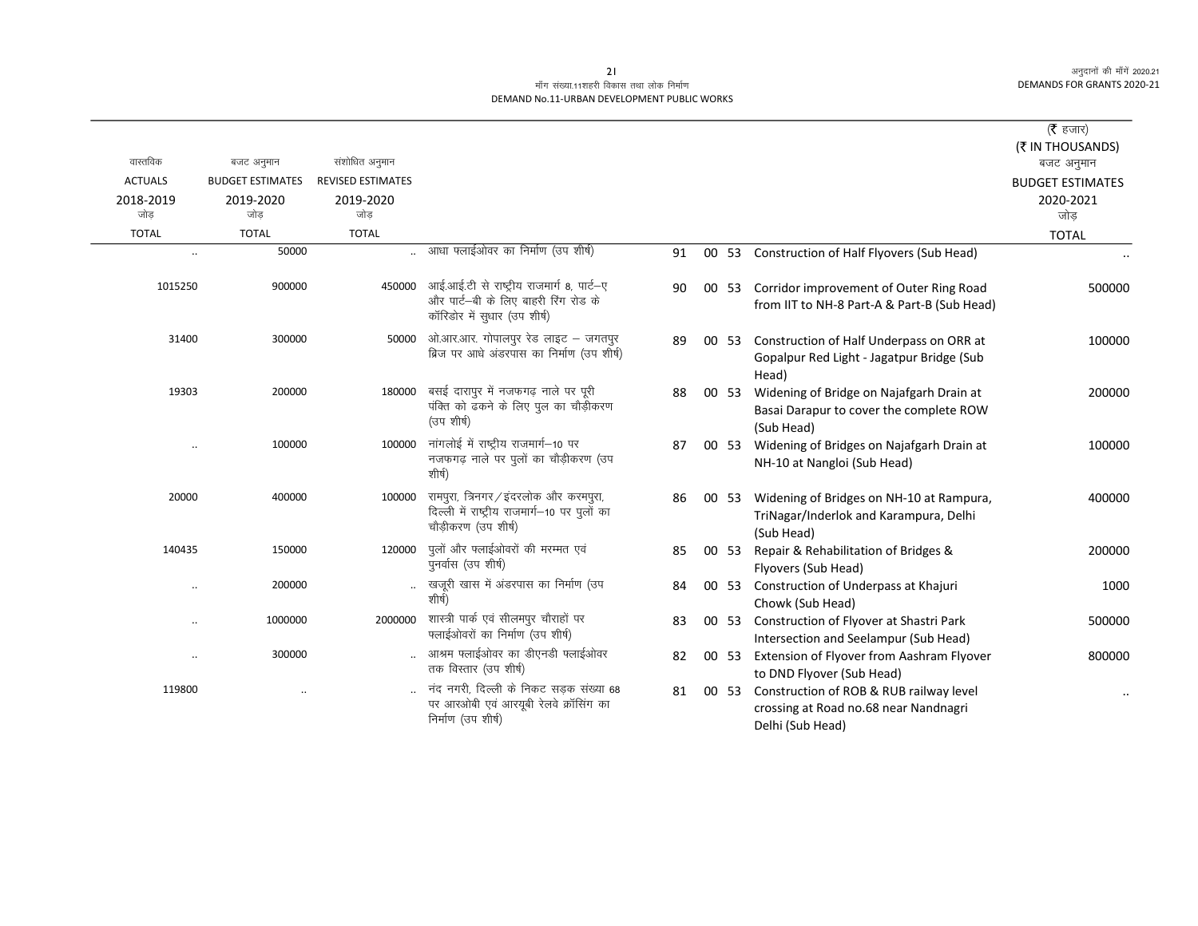मॉंग संख्या.11शहरी विकास तथा लोक निर्माण
DEMAND No.11-URBAN DEVELOPMENT PUBLIC WORKS

| वास्तविक ACTUALS 2018-2019 जोड़ TOTAL | बजट अनुमान BUDGET ESTIMATES 2019-2020 जोड़ TOTAL | संशोधित अनुमान REVISED ESTIMATES 2019-2020 जोड़ TOTAL | | | | | | (₹ हजार) (₹ IN THOUSANDS) बजट अनुमान BUDGET ESTIMATES 2020-2021 जोड़ TOTAL |
|---|---|---|---|---|---|---|---|---|
| .. | 50000 | .. | आधा फ्लाईओवर का निर्माण (उप शीर्ष) | 91 | 00 | 53 | Construction of Half Flyovers (Sub Head) | .. |
| 1015250 | 900000 | 450000 | आई.आई.टी से राष्ट्रीय राजमार्ग 8, पार्ट–ए और पार्ट–बी के लिए बाहरी रिंग रोड के कॉरिडोर में सुधार (उप शीर्ष) | 90 | 00 | 53 | Corridor improvement of Outer Ring Road from IIT to NH-8 Part-A & Part-B (Sub Head) | 500000 |
| 31400 | 300000 | 50000 | ओ.आर.आर. गोपालपुर रेड लाइट – जगतपुर ब्रिज पर आधे अंडरपास का निर्माण (उप शीर्ष) | 89 | 00 | 53 | Construction of Half Underpass on ORR at Gopalpur Red Light - Jagatpur Bridge (Sub Head) | 100000 |
| 19303 | 200000 | 180000 | बसई दारापुर में नजफगढ़ नाले पर पूरी पंक्ति को ढकने के लिए पुल का चौड़ीकरण (उप शीर्ष) | 88 | 00 | 53 | Widening of Bridge on Najafgarh Drain at Basai Darapur to cover the complete ROW (Sub Head) | 200000 |
| .. | 100000 | 100000 | नांगलोई में राष्ट्रीय राजमार्ग–10 पर नजफगढ़ नाले पर पुलों का चौड़ीकरण (उप शीर्ष) | 87 | 00 | 53 | Widening of Bridges on Najafgarh Drain at NH-10 at Nangloi (Sub Head) | 100000 |
| 20000 | 400000 | 100000 | रामपुरा, त्रिनगर/इंदरलोक और करमपुरा, दिल्ली में राष्ट्रीय राजमार्ग–10 पर पुलों का चौड़ीकरण (उप शीर्ष) | 86 | 00 | 53 | Widening of Bridges on NH-10 at Rampura, TriNagar/Inderlok and Karampura, Delhi (Sub Head) | 400000 |
| 140435 | 150000 | 120000 | पुलों और फ्लाईओवरों की मरम्मत एवं पुनर्वास (उप शीर्ष) | 85 | 00 | 53 | Repair & Rehabilitation of Bridges & Flyovers (Sub Head) | 200000 |
| .. | 200000 | .. | खजूरी खास में अंडरपास का निर्माण (उप शीर्ष) | 84 | 00 | 53 | Construction of Underpass at Khajuri Chowk (Sub Head) | 1000 |
| .. | 1000000 | 2000000 | शास्त्री पार्क एवं सीलमपुर चौराहों पर फ्लाईओवरों का निर्माण (उप शीर्ष) | 83 | 00 | 53 | Construction of Flyover at Shastri Park Intersection and Seelampur (Sub Head) | 500000 |
| .. | 300000 | .. | आश्रम फ्लाईओवर का डीएनडी फ्लाईओवर तक विस्तार (उप शीर्ष) | 82 | 00 | 53 | Extension of Flyover from Aashram Flyover to DND Flyover (Sub Head) | 800000 |
| 119800 | .. | .. | नंद नगरी, दिल्ली के निकट सड़क संख्या 68 पर आरओबी एवं आरयूबी रेलवे क्रॉसिंग का निर्माण (उप शीर्ष) | 81 | 00 | 53 | Construction of ROB & RUB railway level crossing at Road no.68 near Nandnagri Delhi (Sub Head) | .. |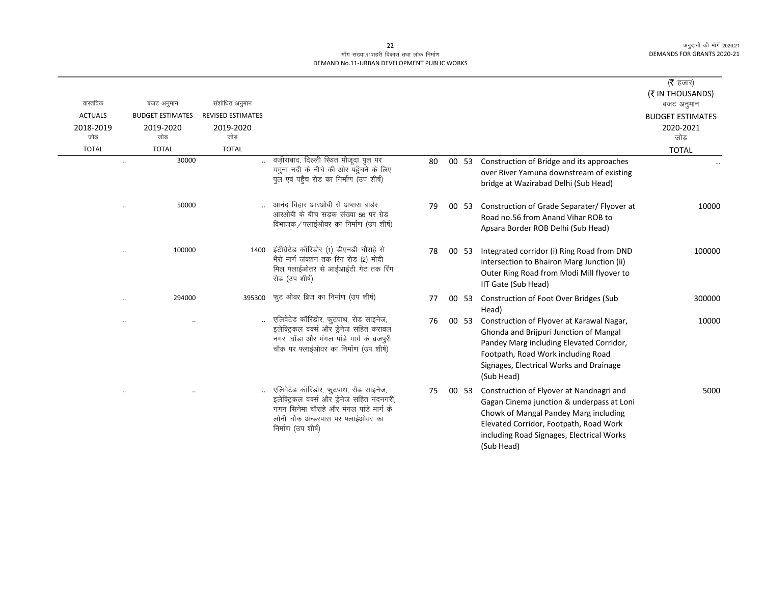मॉंग संख्या.11शहरी विकास तथा लोक निर्माण
DEMAND No.11-URBAN DEVELOPMENT PUBLIC WORKS

| वास्तविक ACTUALS 2018-2019 जोड़ TOTAL | बजट अनुमान BUDGET ESTIMATES 2019-2020 जोड़ TOTAL | संशोधित अनुमान REVISED ESTIMATES 2019-2020 जोड़ TOTAL | | | | | | (₹ हजार) (₹ IN THOUSANDS) बजट अनुमान BUDGET ESTIMATES 2020-2021 जोड़ TOTAL |
|---|---|---|---|---|---|---|---|---|
| .. | 30000 | .. | वज़ीराबाद, दिल्ली स्थित मौजूदा पुल पर यमुना नदी के नीचे की ओर पहुँचने के लिए पुल एवं पहुँच रोड का निर्माण (उप शीर्ष) | 80 | 00 | 53 | Construction of Bridge and its approaches over River Yamuna downstream of existing bridge at Wazirabad Delhi (Sub Head) | .. |
| .. | 50000 | .. | आनंद विहार आरओबी से अप्सरा बार्डर आरओबी के बीच सड़क संख्या 56 पर ग्रेड विभाजक / फ्लाईओवर का निर्माण (उप शीर्ष) | 79 | 00 | 53 | Construction of Grade Separater/ Flyover at Road no.56 from Anand Vihar ROB to Apsara Border ROB Delhi (Sub Head) | 10000 |
| .. | 100000 | 1400 | इंटीग्रेटेड कॉरिडोर (1) डीएनडी चौराहे से भैरों मार्ग जंक्शन तक रिंग रोड (2) मोदी मिल फ्लाईओवर से आईआईटी गेट तक रिंग रोड (उप शीर्ष) | 78 | 00 | 53 | Integrated corridor (i) Ring Road from DND intersection to Bhairon Marg Junction (ii) Outer Ring Road from Modi Mill flyover to IIT Gate (Sub Head) | 100000 |
| .. | 294000 | 395300 | फुट ओवर ब्रिज का निर्माण (उप शीर्ष) | 77 | 00 | 53 | Construction of Foot Over Bridges (Sub Head) | 300000 |
| .. | .. | .. | एलिवेटेड कॉरिडोर, फुटपाथ, रोड साइनेज, इलेक्ट्रिकल वर्क्स और ड्रेनेज सहित करावल नगर, घोंडा और मंगल पांडे मार्ग के ब्रजपुरी चौक पर फ्लाईओवर का निर्माण (उप शीर्ष) | 76 | 00 | 53 | Construction of Flyover at Karawal Nagar, Ghonda and Brijpuri Junction of Mangal Pandey Marg including Elevated Corridor, Footpath, Road Work including Road Signages, Electrical Works and Drainage (Sub Head) | 10000 |
| .. | .. | .. | एलिवेटेड कॉरिडोर, फुटपाथ, रोड साइनेज, इलेक्ट्रिकल वर्क्स और ड्रेनेज सहित नंदनगरी, गगन सिनेमा चौराहे और मंगल पांडे मार्ग के लोनी चौक अन्डरपास पर फ्लाईओवर का निर्माण (उप शीर्ष) | 75 | 00 | 53 | Construction of Flyover at Nandnagri and Gagan Cinema junction & underpass at Loni Chowk of Mangal Pandey Marg including Elevated Corridor, Footpath, Road Work including Road Signages, Electrical Works (Sub Head) | 5000 |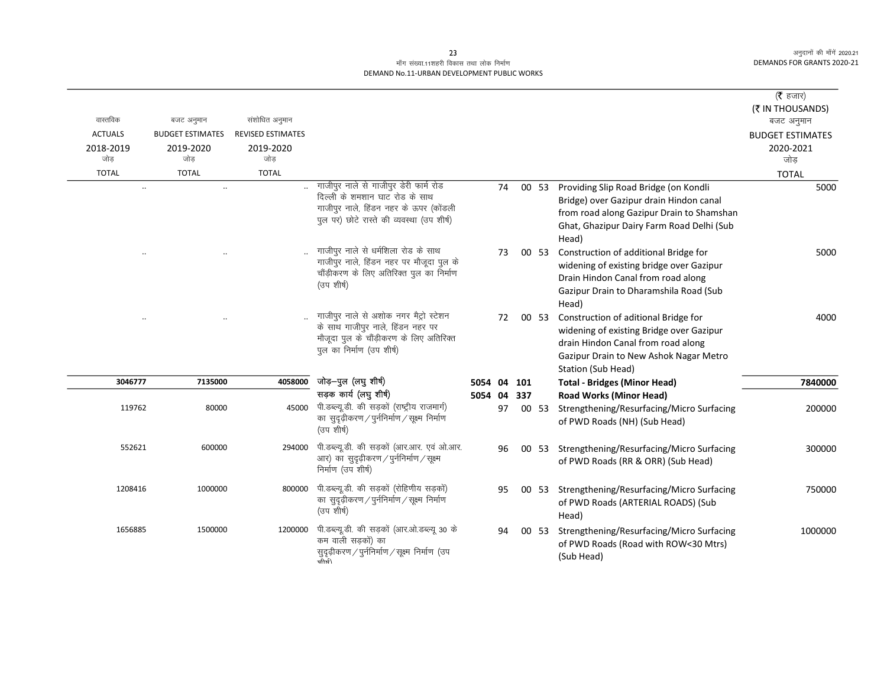मॉंग संख्या.11शहरी विकास तथा लोक निर्माण
DEMAND No.11-URBAN DEVELOPMENT PUBLIC WORKS

| वास्तविक ACTUALS 2018-2019 जोड़ TOTAL | बजट अनुमान BUDGET ESTIMATES 2019-2020 जोड़ TOTAL | संशोधित अनुमान REVISED ESTIMATES 2019-2020 जोड़ TOTAL | | | | | | | (₹ हजार) (₹ IN THOUSANDS) बजट अनुमान BUDGET ESTIMATES 2020-2021 जोड़ TOTAL |
|---|---|---|---|---|---|---|---|---|---|
| .. | .. | .. | गाजीपुर नाले से गाजीपुर डेरी फार्म रोड दिल्ली के शमशान घाट रोड के साथ गाजीपुर नाले, हिंडन नहर के ऊपर (कोंडली पुल पर) छोटे रास्ते की व्यवस्था (उप शीर्ष) | | 74 | 00 | 53 | Providing Slip Road Bridge (on Kondli Bridge) over Gazipur drain Hindon canal from road along Gazipur Drain to Shamshan Ghat, Ghazipur Dairy Farm Road Delhi (Sub Head) | 5000 |
| .. | .. | .. | गाजीपुर नाले से धर्मशिला रोड के साथ गाजीपुर नाले, हिंडन नहर पर मौजूदा पुल के चौड़ीकरण के लिए अतिरिक्त पुल का निर्माण (उप शीर्ष) | | 73 | 00 | 53 | Construction of additional Bridge for widening of existing bridge over Gazipur Drain Hindon Canal from road along Gazipur Drain to Dharamshila Road (Sub Head) | 5000 |
| .. | .. | .. | गाजीपुर नाले से अशोक नगर मैट्रो स्टेशन के साथ गाजीपुर नाले, हिंडन नहर पर मौजूदा पुल के चौड़ीकरण के लिए अतिरिक्त पुल का निर्माण (उप शीर्ष) | | 72 | 00 | 53 | Construction of aditional Bridge for widening of existing Bridge over Gazipur drain Hindon Canal from road along Gazipur Drain to New Ashok Nagar Metro Station (Sub Head) | 4000 |
| **3046777** | **7135000** | **4058000** | **जोड़–पुल (लघु शीर्ष)** | **5054** | **04** | **101** | | **Total - Bridges (Minor Head)** | **7840000** |
| | | | **सड़क कार्य (लघु शीर्ष)** | **5054** | **04** | **337** | | **Road Works (Minor Head)** | |
| 119762 | 80000 | 45000 | पी.डब्ल्यू.डी. की सड़कों (राष्ट्रीय राजमार्ग) का सुदृढ़ीकरण/पुनर्निर्माण/सूक्ष्म निर्माण (उप शीर्ष) | | 97 | 00 | 53 | Strengthening/Resurfacing/Micro Surfacing of PWD Roads (NH) (Sub Head) | 200000 |
| 552621 | 600000 | 294000 | पी.डब्ल्यू.डी. की सड़कों (आर.आर. एवं ओ.आर.आर) का सुदृढ़ीकरण/पुनर्निर्माण/सूक्ष्म निर्माण (उप शीर्ष) | | 96 | 00 | 53 | Strengthening/Resurfacing/Micro Surfacing of PWD Roads (RR & ORR) (Sub Head) | 300000 |
| 1208416 | 1000000 | 800000 | पी.डब्ल्यू.डी. की सड़कों (रोहिणीय सड़कों) का सुदृढ़ीकरण/पुनर्निर्माण/सूक्ष्म निर्माण (उप शीर्ष) | | 95 | 00 | 53 | Strengthening/Resurfacing/Micro Surfacing of PWD Roads (ARTERIAL ROADS) (Sub Head) | 750000 |
| 1656885 | 1500000 | 1200000 | पी.डब्ल्यू.डी. की सड़कों (आर.ओ.डब्ल्यू 30 के कम वाली सड़कों) का सुदृढ़ीकरण/पुनर्निर्माण/सूक्ष्म निर्माण (उप शीर्ष) | | 94 | 00 | 53 | Strengthening/Resurfacing/Micro Surfacing of PWD Roads (Road with ROW<30 Mtrs) (Sub Head) | 1000000 |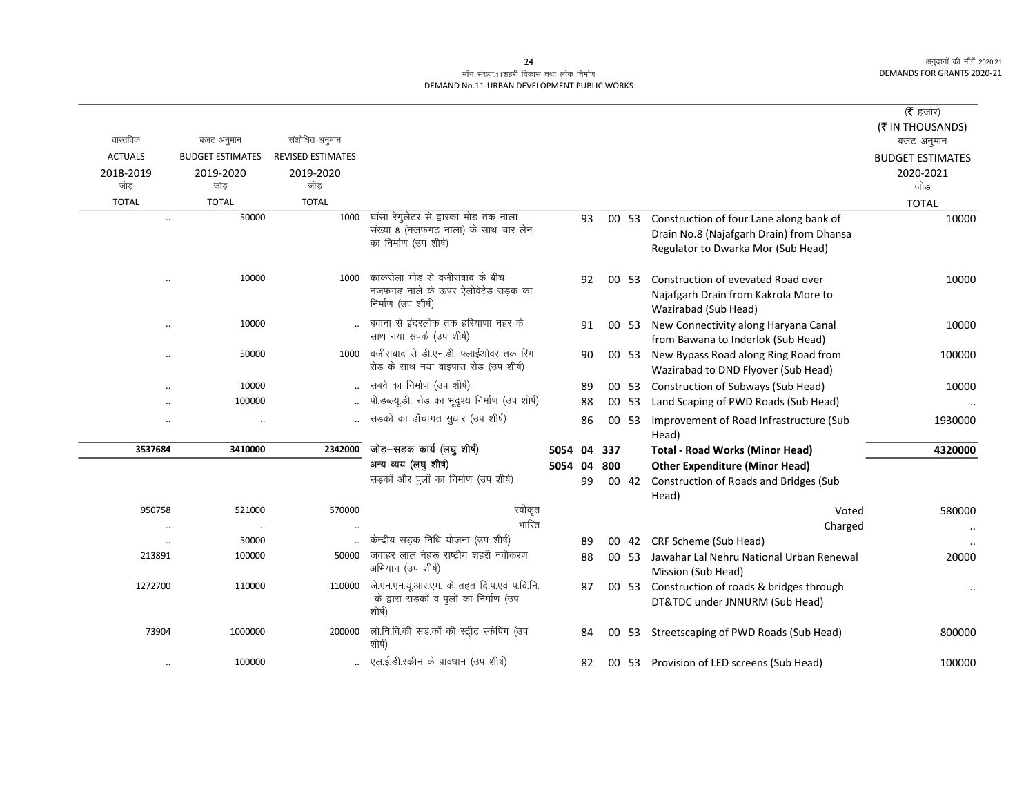मॉंग संख्या.11शहरी विकास तथा लोक निर्माण
DEMAND No.11-URBAN DEVELOPMENT PUBLIC WORKS

| वास्तविक ACTUALS 2018-2019 जोड़ TOTAL | बजट अनुमान BUDGET ESTIMATES 2019-2020 जोड़ TOTAL | संशोधित अनुमान REVISED ESTIMATES 2019-2020 जोड़ TOTAL | | | | | | | (₹ हजार) (₹ IN THOUSANDS) बजट अनुमान BUDGET ESTIMATES 2020-2021 जोड़ TOTAL |
|---|---|---|---|---|---|---|---|---|---|
| .. | 50000 | 1000 | घांसा रेगुलेटर से द्वारका मोड़ तक नाला संख्या 8 (नजफगढ़ नाला) के साथ चार लेन का निर्माण (उप शीर्ष) | | 93 | 00 | 53 | Construction of four Lane along bank of Drain No.8 (Najafgarh Drain) from Dhansa Regulator to Dwarka Mor (Sub Head) | 10000 |
| .. | 10000 | 1000 | काकरोला मोड़ से वज़ीराबाद के बीच नजफगढ़ नाले के ऊपर ऐलीवेटेड सड़क का निर्माण (उप शीर्ष) | | 92 | 00 | 53 | Construction of evevated Road over Najafgarh Drain from Kakrola More to Wazirabad (Sub Head) | 10000 |
| .. | 10000 | .. | बवाना से इंदरलोक तक हरियाणा नहर के साथ नया संपर्क (उप शीर्ष) | | 91 | 00 | 53 | New Connectivity along Haryana Canal from Bawana to Inderlok (Sub Head) | 10000 |
| .. | 50000 | 1000 | वज़ीराबाद से डी.एन.डी. फ्लाईओवर तक रिंग रोड के साथ नया बाइपास रोड (उप शीर्ष) | | 90 | 00 | 53 | New Bypass Road along Ring Road from Wazirabad to DND Flyover (Sub Head) | 100000 |
| .. | 10000 | .. | सबवे का निर्माण (उप शीर्ष) | | 89 | 00 | 53 | Construction of Subways (Sub Head) | 10000 |
| .. | 100000 | .. | पी.डब्ल्यू.डी. रोड का भूदृश्य निर्माण (उप शीर्ष) | | 88 | 00 | 53 | Land Scaping of PWD Roads (Sub Head) | .. |
| .. | .. | .. | सड़कों का ढाँचागत सुधार (उप शीर्ष) | | 86 | 00 | 53 | Improvement of Road Infrastructure (Sub Head) | 1930000 |
| **3537684** | **3410000** | **2342000** | **जोड़–सड़क कार्य (लघु शीर्ष)** | **5054** | **04** | **337** | | **Total - Road Works (Minor Head)** | **4320000** |
| | | | **अन्य व्यय (लघु शीर्ष)** | **5054** | **04** | **800** | | **Other Expenditure (Minor Head)** | |
| | | | सड़कों और पुलों का निर्माण (उप शीर्ष) | | 99 | 00 | 42 | Construction of Roads and Bridges (Sub Head) | |
| 950758 | 521000 | 570000 | स्वीकृत | | | | | Voted | 580000 |
| .. | .. | .. | भारित | | | | | Charged | .. |
| .. | 50000 | .. | केन्द्रीय सड़क निधि योजना (उप शीर्ष) | | 89 | 00 | 42 | CRF Scheme (Sub Head) | .. |
| 213891 | 100000 | 50000 | जवाहर लाल नेहरू राष्ट्रीय शहरी नवीकरण अभियान (उप शीर्ष) | | 88 | 00 | 53 | Jawahar Lal Nehru National Urban Renewal Mission (Sub Head) | 20000 |
| 1272700 | 110000 | 110000 | जे.एन.एन.यू.आर.एम. के तहत दि.प.एवं प.वि.नि. के द्वारा सडकों व पुलों का निर्माण (उप शीर्ष) | | 87 | 00 | 53 | Construction of roads & bridges through DT&TDC under JNNURM (Sub Head) | .. |
| 73904 | 1000000 | 200000 | लो.नि.वि.की सड.कों की स्ट्रीट स्केपिंग (उप शीर्ष) | | 84 | 00 | 53 | Streetscaping of PWD Roads (Sub Head) | 800000 |
| .. | 100000 | .. | एल.ई.डी.स्क्रीन के प्रावधान (उप शीर्ष) | | 82 | 00 | 53 | Provision of LED screens (Sub Head) | 100000 |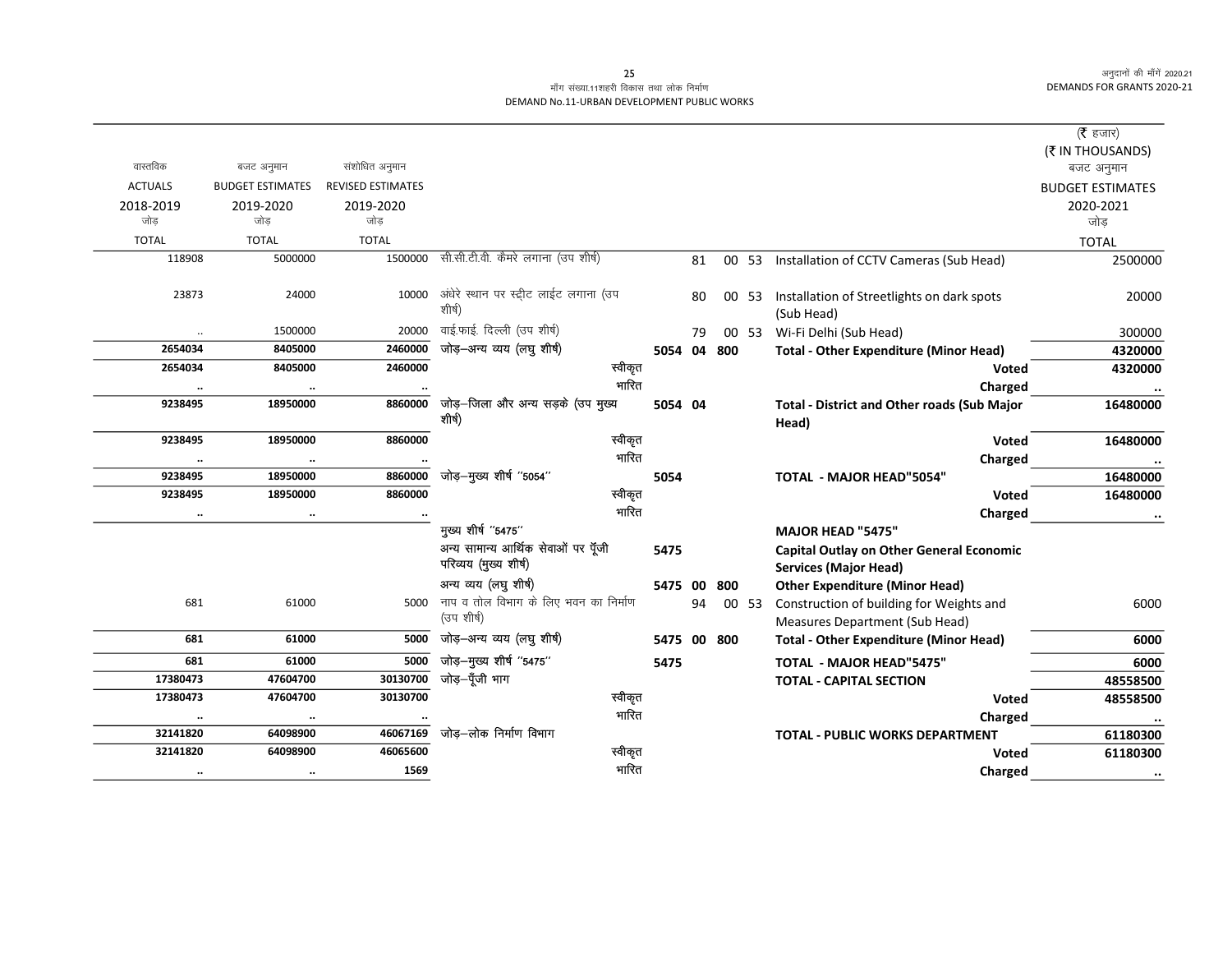मॉंग संख्या.11शहरी विकास तथा लोक निर्माण
DEMAND No.11-URBAN DEVELOPMENT PUBLIC WORKS

(₹ हजार)
(₹ IN THOUSANDS)

| वास्तविक ACTUALS 2018-2019 जोड़ TOTAL | बजट अनुमान BUDGET ESTIMATES 2019-2020 जोड़ TOTAL | संशोधित अनुमान REVISED ESTIMATES 2019-2020 जोड़ TOTAL | | | | | | | बजट अनुमान BUDGET ESTIMATES 2020-2021 जोड़ TOTAL |
|---|---|---|---|---|---|---|---|---|---|
| 118908 | 5000000 | 1500000 | सी.सी.टी.वी. कैमरे लगाना (उप शीर्ष) | | 81 | 00 | 53 | Installation of CCTV Cameras (Sub Head) | 2500000 |
| 23873 | 24000 | 10000 | अंधेरे स्थान पर स्ट्रीट लाईट लगाना (उप शीर्ष) | | 80 | 00 | 53 | Installation of Streetlights on dark spots (Sub Head) | 20000 |
| .. | 1500000 | 20000 | वाई.फाई. दिल्ली (उप शीर्ष) | | 79 | 00 | 53 | Wi-Fi Delhi (Sub Head) | 300000 |
| **2654034** | **8405000** | **2460000** | जोड़–अन्य व्यय (लघु शीर्ष) | **5054** | **04** | **800** | | **Total - Other Expenditure (Minor Head)** | **4320000** |
| **2654034** | **8405000** | **2460000** | स्वीकृत | | | | | **Voted** | **4320000** |
| .. | .. | .. | भारित | | | | | **Charged** | .. |
| **9238495** | **18950000** | **8860000** | जोड़–जिला और अन्य सड़के (उप मुख्य शीर्ष) | **5054** | **04** | | | **Total - District and Other roads (Sub Major Head)** | **16480000** |
| **9238495** | **18950000** | **8860000** | स्वीकृत | | | | | **Voted** | **16480000** |
| .. | .. | .. | भारित | | | | | **Charged** | .. |
| **9238495** | **18950000** | **8860000** | जोड़–मुख्य शीर्ष ''5054'' | **5054** | | | | **TOTAL - MAJOR HEAD"5054"** | **16480000** |
| **9238495** | **18950000** | **8860000** | स्वीकृत | | | | | **Voted** | **16480000** |
| .. | .. | .. | भारित | | | | | **Charged** | .. |
| | | | मुख्य शीर्ष ''5475'' | | | | | **MAJOR HEAD "5475"** | |
| | | | अन्य सामान्य आर्थिक सेवाओं पर पूँजी परिव्यय (मुख्य शीर्ष) | **5475** | | | | **Capital Outlay on Other General Economic Services (Major Head)** | |
| | | | अन्य व्यय (लघु शीर्ष) | **5475** | **00** | **800** | | **Other Expenditure (Minor Head)** | |
| 681 | 61000 | 5000 | नाप व तोल विभाग के लिए भवन का निर्माण (उप शीर्ष) | | 94 | 00 | 53 | Construction of building for Weights and Measures Department (Sub Head) | 6000 |
| **681** | **61000** | **5000** | जोड़–अन्य व्यय (लघु शीर्ष) | **5475** | **00** | **800** | | **Total - Other Expenditure (Minor Head)** | **6000** |
| **681** | **61000** | **5000** | जोड़–मुख्य शीर्ष ''5475'' | **5475** | | | | **TOTAL - MAJOR HEAD"5475"** | **6000** |
| **17380473** | **47604700** | **30130700** | जोड़–पूँजी भाग | | | | | **TOTAL - CAPITAL SECTION** | **48558500** |
| **17380473** | **47604700** | **30130700** | स्वीकृत | | | | | **Voted** | **48558500** |
| .. | .. | .. | भारित | | | | | **Charged** | .. |
| **32141820** | **64098900** | **46067169** | जोड़–लोक निर्माण विभाग | | | | | **TOTAL - PUBLIC WORKS DEPARTMENT** | **61180300** |
| **32141820** | **64098900** | **46065600** | स्वीकृत | | | | | **Voted** | **61180300** |
| .. | .. | **1569** | भारित | | | | | **Charged** | .. |